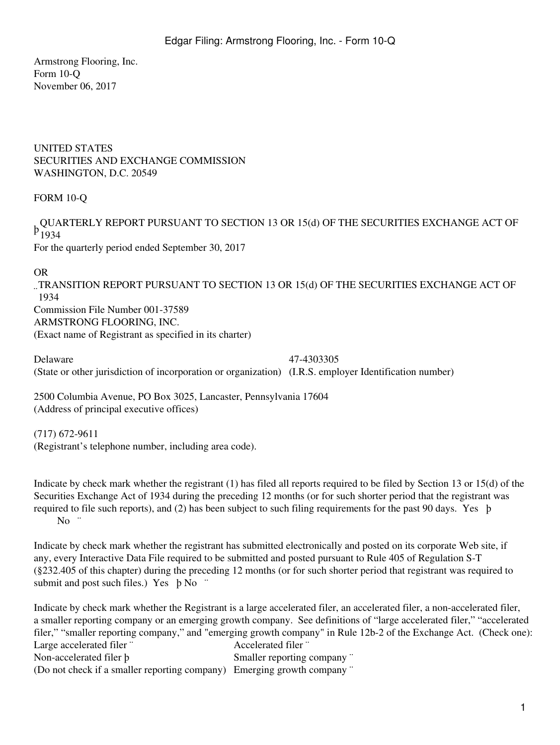Armstrong Flooring, Inc.
Form 10-Q
November 06, 2017

UNITED STATES
SECURITIES AND EXCHANGE COMMISSION
WASHINGTON, D.C. 20549

FORM 10-Q

þ QUARTERLY REPORT PURSUANT TO SECTION 13 OR 15(d) OF THE SECURITIES EXCHANGE ACT OF 1934
For the quarterly period ended September 30, 2017

OR

¨ TRANSITION REPORT PURSUANT TO SECTION 13 OR 15(d) OF THE SECURITIES EXCHANGE ACT OF 1934

Commission File Number 001-37589

ARMSTRONG FLOORING, INC.
(Exact name of Registrant as specified in its charter)

| | |
|---|---|
| Delaware | 47-4303305 |
| (State or other jurisdiction of incorporation or organization) | (I.R.S. employer Identification number) |

2500 Columbia Avenue, PO Box 3025, Lancaster, Pennsylvania 17604
(Address of principal executive offices)

(717) 672-9611
(Registrant's telephone number, including area code).

Indicate by check mark whether the registrant (1) has filed all reports required to be filed by Section 13 or 15(d) of the Securities Exchange Act of 1934 during the preceding 12 months (or for such shorter period that the registrant was required to file such reports), and (2) has been subject to such filing requirements for the past 90 days. Yes þ No ¨

Indicate by check mark whether the registrant has submitted electronically and posted on its corporate Web site, if any, every Interactive Data File required to be submitted and posted pursuant to Rule 405 of Regulation S-T (§232.405 of this chapter) during the preceding 12 months (or for such shorter period that registrant was required to submit and post such files.) Yes þ No ¨

Indicate by check mark whether the Registrant is a large accelerated filer, an accelerated filer, a non-accelerated filer, a smaller reporting company or an emerging growth company. See definitions of "large accelerated filer," "accelerated filer," "smaller reporting company," and "emerging growth company" in Rule 12b-2 of the Exchange Act. (Check one):

| | |
|---|---|
| Large accelerated filer ¨ | Accelerated filer ¨ |
| Non-accelerated filer þ | Smaller reporting company ¨ |
| (Do not check if a smaller reporting company) | Emerging growth company ¨ |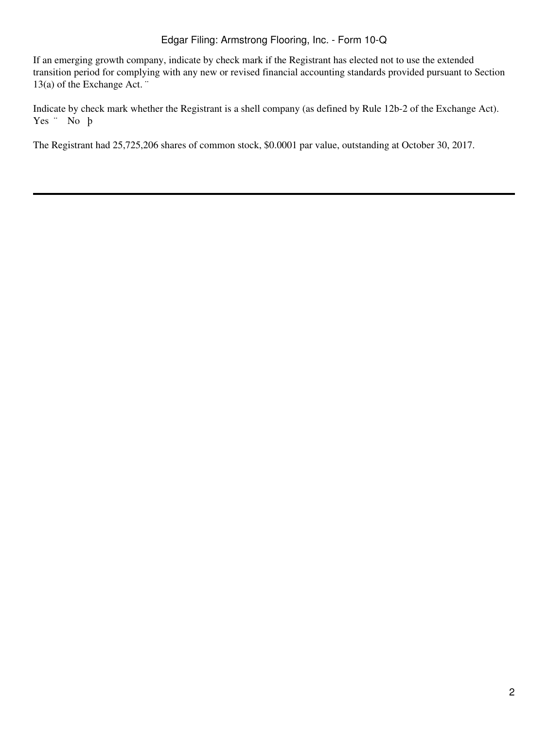If an emerging growth company, indicate by check mark if the Registrant has elected not to use the extended transition period for complying with any new or revised financial accounting standards provided pursuant to Section 13(a) of the Exchange Act. ¨

Indicate by check mark whether the Registrant is a shell company (as defined by Rule 12b-2 of the Exchange Act).
Yes ¨ No þ

The Registrant had 25,725,206 shares of common stock, $0.0001 par value, outstanding at October 30, 2017.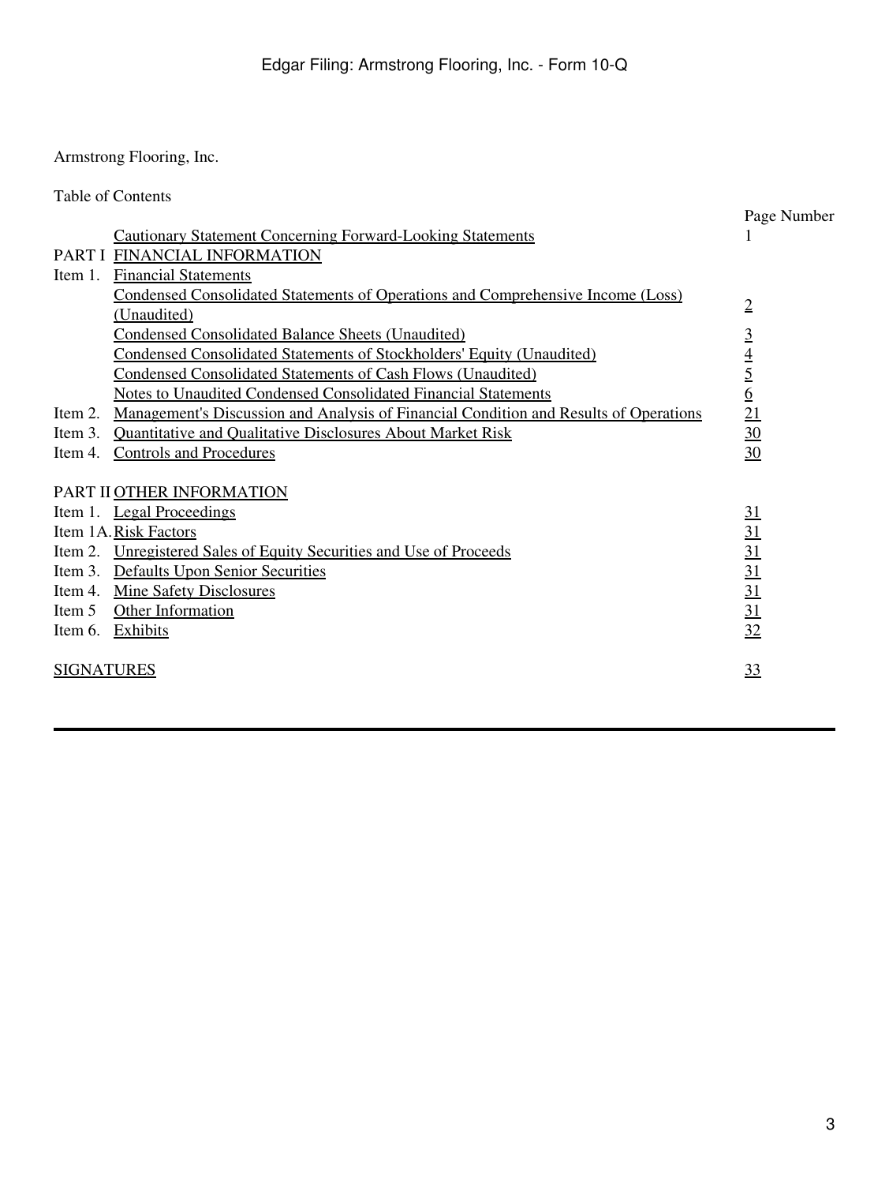Armstrong Flooring, Inc.

Table of Contents

| | | Page Number |
|---|---|---|
| | Cautionary Statement Concerning Forward-Looking Statements | 1 |
| PART I | FINANCIAL INFORMATION | |
| Item 1. | Financial Statements | |
| | Condensed Consolidated Statements of Operations and Comprehensive Income (Loss) (Unaudited) | 2 |
| | Condensed Consolidated Balance Sheets (Unaudited) | 3 |
| | Condensed Consolidated Statements of Stockholders' Equity (Unaudited) | 4 |
| | Condensed Consolidated Statements of Cash Flows (Unaudited) | 5 |
| | Notes to Unaudited Condensed Consolidated Financial Statements | 6 |
| Item 2. | Management's Discussion and Analysis of Financial Condition and Results of Operations | 21 |
| Item 3. | Quantitative and Qualitative Disclosures About Market Risk | 30 |
| Item 4. | Controls and Procedures | 30 |
| PART II | OTHER INFORMATION | |
| Item 1. | Legal Proceedings | 31 |
| Item 1A. | Risk Factors | 31 |
| Item 2. | Unregistered Sales of Equity Securities and Use of Proceeds | 31 |
| Item 3. | Defaults Upon Senior Securities | 31 |
| Item 4. | Mine Safety Disclosures | 31 |
| Item 5 | Other Information | 31 |
| Item 6. | Exhibits | 32 |
| SIGNATURES | | 33 |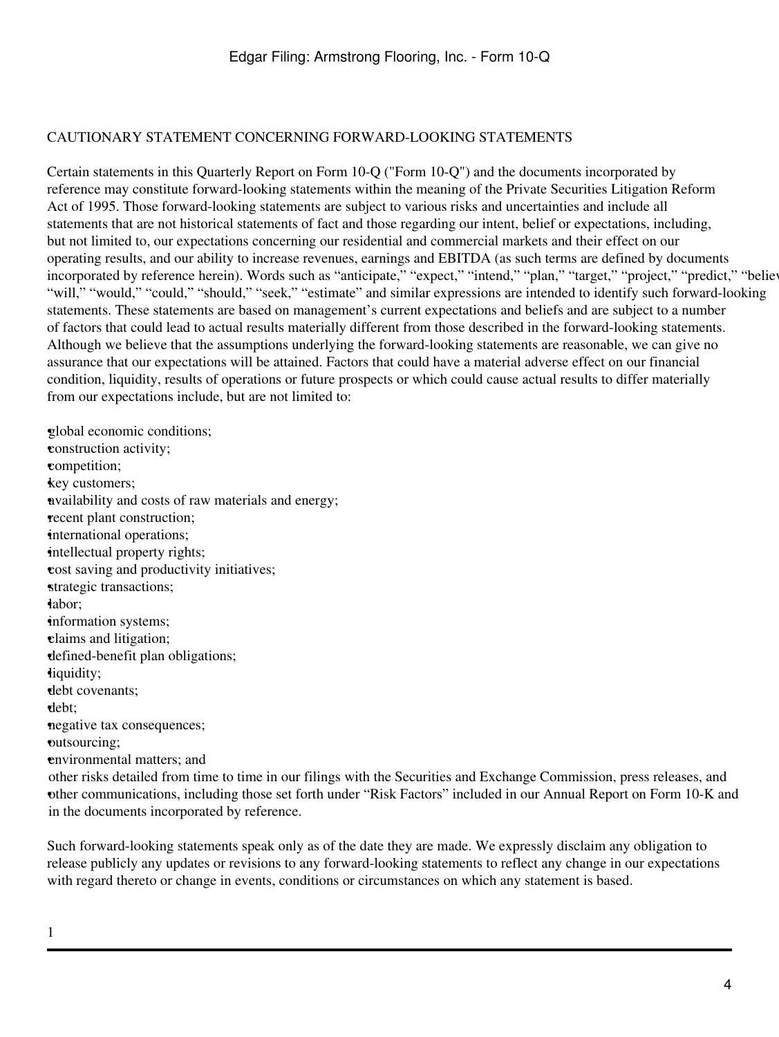CAUTIONARY STATEMENT CONCERNING FORWARD-LOOKING STATEMENTS

Certain statements in this Quarterly Report on Form 10-Q ("Form 10-Q") and the documents incorporated by reference may constitute forward-looking statements within the meaning of the Private Securities Litigation Reform Act of 1995. Those forward-looking statements are subject to various risks and uncertainties and include all statements that are not historical statements of fact and those regarding our intent, belief or expectations, including, but not limited to, our expectations concerning our residential and commercial markets and their effect on our operating results, and our ability to increase revenues, earnings and EBITDA (as such terms are defined by documents incorporated by reference herein). Words such as "anticipate," "expect," "intend," "plan," "target," "project," "predict," "believe," "will," "would," "could," "should," "seek," "estimate" and similar expressions are intended to identify such forward-looking statements. These statements are based on management's current expectations and beliefs and are subject to a number of factors that could lead to actual results materially different from those described in the forward-looking statements. Although we believe that the assumptions underlying the forward-looking statements are reasonable, we can give no assurance that our expectations will be attained. Factors that could have a material adverse effect on our financial condition, liquidity, results of operations or future prospects or which could cause actual results to differ materially from our expectations include, but are not limited to:

- global economic conditions;
- construction activity;
- competition;
- key customers;
- availability and costs of raw materials and energy;
- recent plant construction;
- international operations;
- intellectual property rights;
- cost saving and productivity initiatives;
- strategic transactions;
- labor;
- information systems;
- claims and litigation;
- defined-benefit plan obligations;
- liquidity;
- debt covenants;
- debt;
- negative tax consequences;
- outsourcing;
- environmental matters; and
- other risks detailed from time to time in our filings with the Securities and Exchange Commission, press releases, and other communications, including those set forth under "Risk Factors" included in our Annual Report on Form 10-K and in the documents incorporated by reference.

Such forward-looking statements speak only as of the date they are made. We expressly disclaim any obligation to release publicly any updates or revisions to any forward-looking statements to reflect any change in our expectations with regard thereto or change in events, conditions or circumstances on which any statement is based.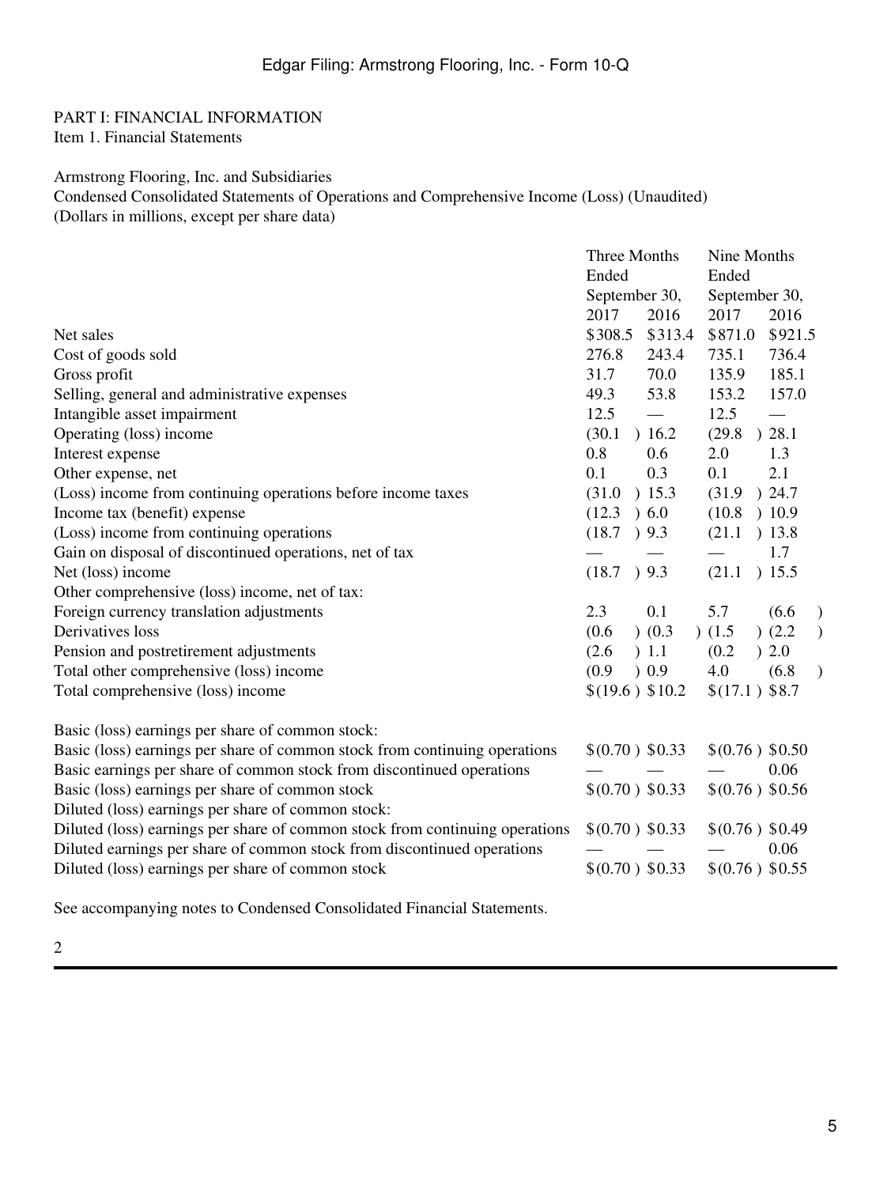PART I: FINANCIAL INFORMATION

Item 1. Financial Statements

Armstrong Flooring, Inc. and Subsidiaries

Condensed Consolidated Statements of Operations and Comprehensive Income (Loss) (Unaudited)

(Dollars in millions, except per share data)

| | Three Months Ended September 30, | | Nine Months Ended September 30, | |
|---|---|---|---|---|
| | 2017 | 2016 | 2017 | 2016 |
| Net sales | $308.5 | $313.4 | $871.0 | $921.5 |
| Cost of goods sold | 276.8 | 243.4 | 735.1 | 736.4 |
| Gross profit | 31.7 | 70.0 | 135.9 | 185.1 |
| Selling, general and administrative expenses | 49.3 | 53.8 | 153.2 | 157.0 |
| Intangible asset impairment | 12.5 | — | 12.5 | — |
| Operating (loss) income | (30.1 ) | 16.2 | (29.8 ) | 28.1 |
| Interest expense | 0.8 | 0.6 | 2.0 | 1.3 |
| Other expense, net | 0.1 | 0.3 | 0.1 | 2.1 |
| (Loss) income from continuing operations before income taxes | (31.0 ) | 15.3 | (31.9 ) | 24.7 |
| Income tax (benefit) expense | (12.3 ) | 6.0 | (10.8 ) | 10.9 |
| (Loss) income from continuing operations | (18.7 ) | 9.3 | (21.1 ) | 13.8 |
| Gain on disposal of discontinued operations, net of tax | — | — | — | 1.7 |
| Net (loss) income | (18.7 ) | 9.3 | (21.1 ) | 15.5 |
| Other comprehensive (loss) income, net of tax: | | | | |
| Foreign currency translation adjustments | 2.3 | 0.1 | 5.7 | (6.6 ) |
| Derivatives loss | (0.6 ) | (0.3 ) | (1.5 ) | (2.2 ) |
| Pension and postretirement adjustments | (2.6 ) | 1.1 | (0.2 ) | 2.0 |
| Total other comprehensive (loss) income | (0.9 ) | 0.9 | 4.0 | (6.8 ) |
| Total comprehensive (loss) income | $(19.6 ) | $10.2 | $(17.1 ) | $8.7 |
| | | | | |
| Basic (loss) earnings per share of common stock: | | | | |
| Basic (loss) earnings per share of common stock from continuing operations | $(0.70 ) | $0.33 | $(0.76 ) | $0.50 |
| Basic earnings per share of common stock from discontinued operations | — | — | — | 0.06 |
| Basic (loss) earnings per share of common stock | $(0.70 ) | $0.33 | $(0.76 ) | $0.56 |
| Diluted (loss) earnings per share of common stock: | | | | |
| Diluted (loss) earnings per share of common stock from continuing operations | $(0.70 ) | $0.33 | $(0.76 ) | $0.49 |
| Diluted earnings per share of common stock from discontinued operations | — | — | — | 0.06 |
| Diluted (loss) earnings per share of common stock | $(0.70 ) | $0.33 | $(0.76 ) | $0.55 |

See accompanying notes to Condensed Consolidated Financial Statements.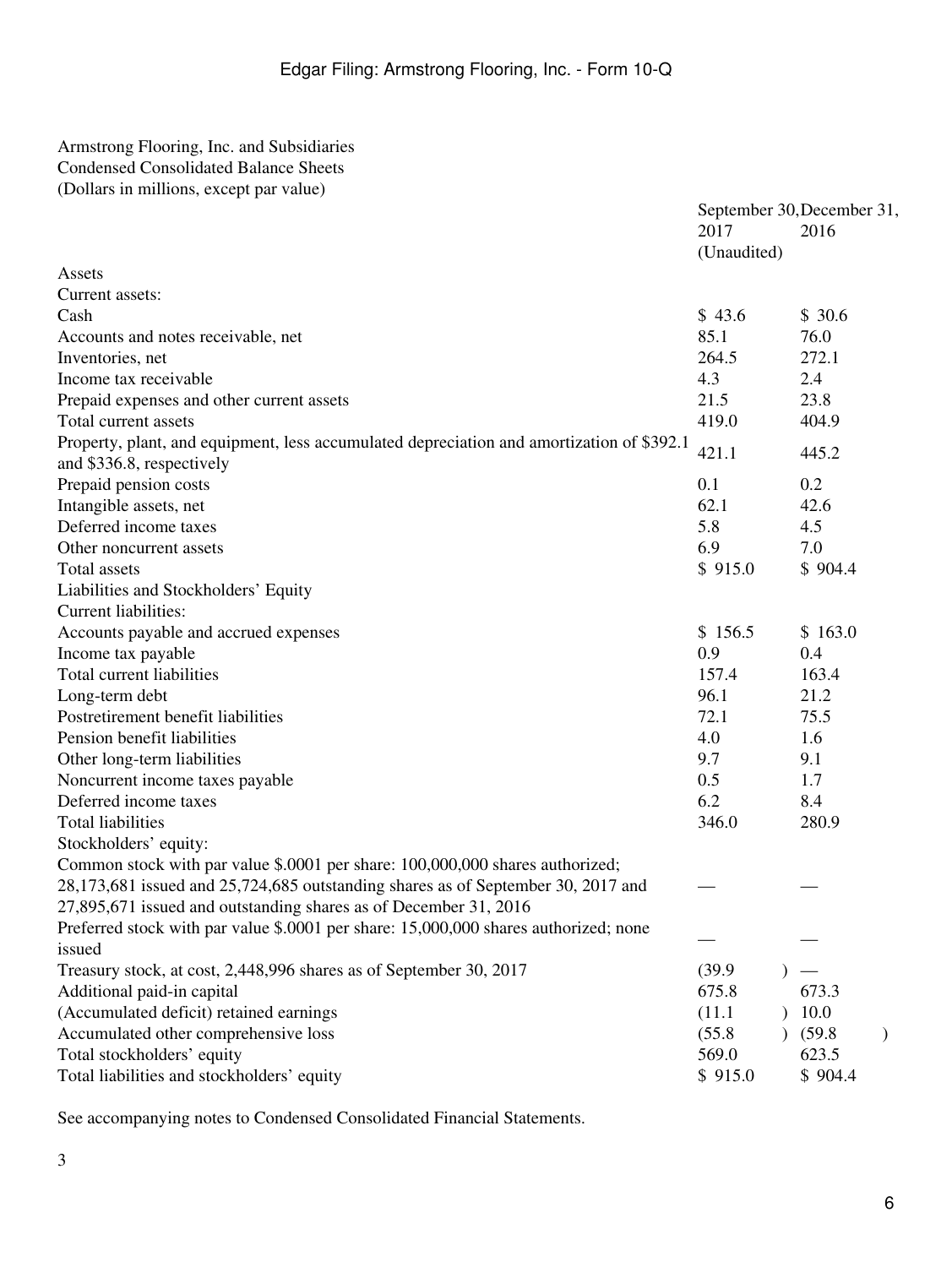Armstrong Flooring, Inc. and Subsidiaries
Condensed Consolidated Balance Sheets
(Dollars in millions, except par value)

| | September 30, 2017 (Unaudited) | December 31, 2016 |
|---|---|---|
| Assets | | |
| Current assets: | | |
| Cash | $ 43.6 | $ 30.6 |
| Accounts and notes receivable, net | 85.1 | 76.0 |
| Inventories, net | 264.5 | 272.1 |
| Income tax receivable | 4.3 | 2.4 |
| Prepaid expenses and other current assets | 21.5 | 23.8 |
| Total current assets | 419.0 | 404.9 |
| Property, plant, and equipment, less accumulated depreciation and amortization of $392.1 and $336.8, respectively | 421.1 | 445.2 |
| Prepaid pension costs | 0.1 | 0.2 |
| Intangible assets, net | 62.1 | 42.6 |
| Deferred income taxes | 5.8 | 4.5 |
| Other noncurrent assets | 6.9 | 7.0 |
| Total assets | $ 915.0 | $ 904.4 |
| Liabilities and Stockholders' Equity | | |
| Current liabilities: | | |
| Accounts payable and accrued expenses | $ 156.5 | $ 163.0 |
| Income tax payable | 0.9 | 0.4 |
| Total current liabilities | 157.4 | 163.4 |
| Long-term debt | 96.1 | 21.2 |
| Postretirement benefit liabilities | 72.1 | 75.5 |
| Pension benefit liabilities | 4.0 | 1.6 |
| Other long-term liabilities | 9.7 | 9.1 |
| Noncurrent income taxes payable | 0.5 | 1.7 |
| Deferred income taxes | 6.2 | 8.4 |
| Total liabilities | 346.0 | 280.9 |
| Stockholders' equity: | | |
| Common stock with par value $.0001 per share: 100,000,000 shares authorized; 28,173,681 issued and 25,724,685 outstanding shares as of September 30, 2017 and 27,895,671 issued and outstanding shares as of December 31, 2016 | — | — |
| Preferred stock with par value $.0001 per share: 15,000,000 shares authorized; none issued | — | — |
| Treasury stock, at cost, 2,448,996 shares as of September 30, 2017 | (39.9) | — |
| Additional paid-in capital | 675.8 | 673.3 |
| (Accumulated deficit) retained earnings | (11.1) | 10.0 |
| Accumulated other comprehensive loss | (55.8) | (59.8) |
| Total stockholders' equity | 569.0 | 623.5 |
| Total liabilities and stockholders' equity | $ 915.0 | $ 904.4 |

See accompanying notes to Condensed Consolidated Financial Statements.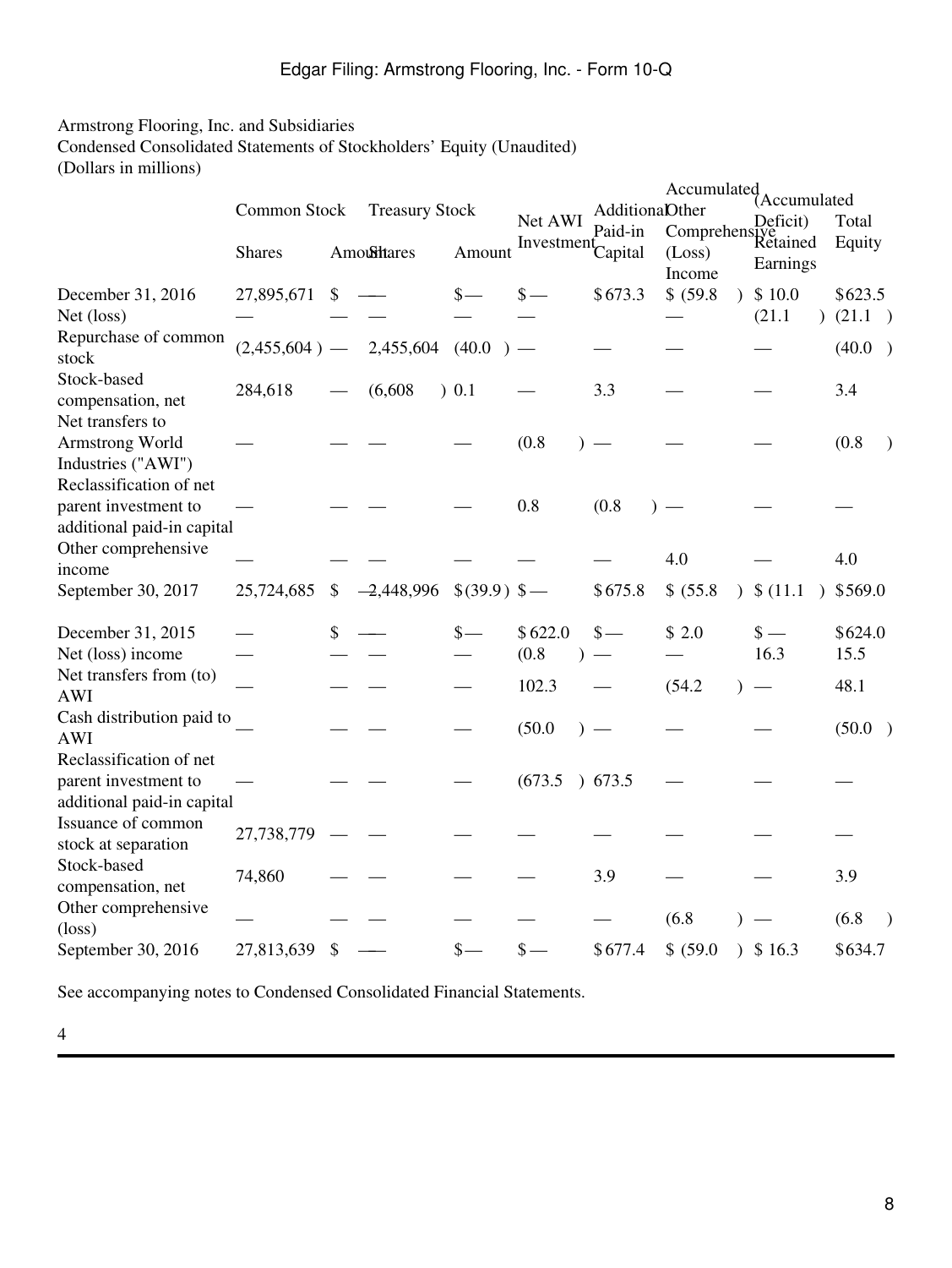Armstrong Flooring, Inc. and Subsidiaries
Condensed Consolidated Statements of Stockholders' Equity (Unaudited)
(Dollars in millions)

| | Common Stock | | Treasury Stock | | Net AWI Investment | Additional Paid-in Capital | Accumulated Other Comprehensive (Loss) Income | (Accumulated Deficit) Retained Earnings | Total Equity |
|---|---|---|---|---|---|---|---|---|---|
| | Shares | Amount | Shares | Amount | | | | | |
| December 31, 2016 | 27,895,671 | $ — | — | $— | $— | $673.3 | $ (59.8) | $ 10.0 | $623.5 |
| Net (loss) | — | — | — | — | — | | — | (21.1) | (21.1) |
| Repurchase of common stock | (2,455,604) | — | 2,455,604 | (40.0) | — | — | — | — | (40.0) |
| Stock-based compensation, net | 284,618 | — | (6,608) | 0.1 | — | 3.3 | — | — | 3.4 |
| Net transfers to Armstrong World Industries ("AWI") | — | — | — | — | (0.8) | — | — | — | (0.8) |
| Reclassification of net parent investment to additional paid-in capital | — | — | — | — | 0.8 | (0.8) | — | — | — |
| Other comprehensive income | — | — | — | — | — | — | 4.0 | — | 4.0 |
| September 30, 2017 | 25,724,685 | $ — | 2,448,996 | $(39.9) | $— | $675.8 | $ (55.8) | $ (11.1) | $569.0 |
| | | | | | | | | | |
| December 31, 2015 | — | $ — | — | $— | $622.0 | $— | $ 2.0 | $ — | $624.0 |
| Net (loss) income | — | — | — | — | (0.8) | — | — | 16.3 | 15.5 |
| Net transfers from (to) AWI | — | — | — | — | 102.3 | — | (54.2) | — | 48.1 |
| Cash distribution paid to AWI | — | — | — | — | (50.0) | — | — | — | (50.0) |
| Reclassification of net parent investment to additional paid-in capital | — | — | — | — | (673.5) | 673.5 | — | — | — |
| Issuance of common stock at separation | 27,738,779 | — | — | — | — | — | — | — | — |
| Stock-based compensation, net | 74,860 | — | — | — | — | 3.9 | — | — | 3.9 |
| Other comprehensive (loss) | — | — | — | — | — | — | (6.8) | — | (6.8) |
| September 30, 2016 | 27,813,639 | $ — | — | $— | $— | $677.4 | $ (59.0) | $ 16.3 | $634.7 |

See accompanying notes to Condensed Consolidated Financial Statements.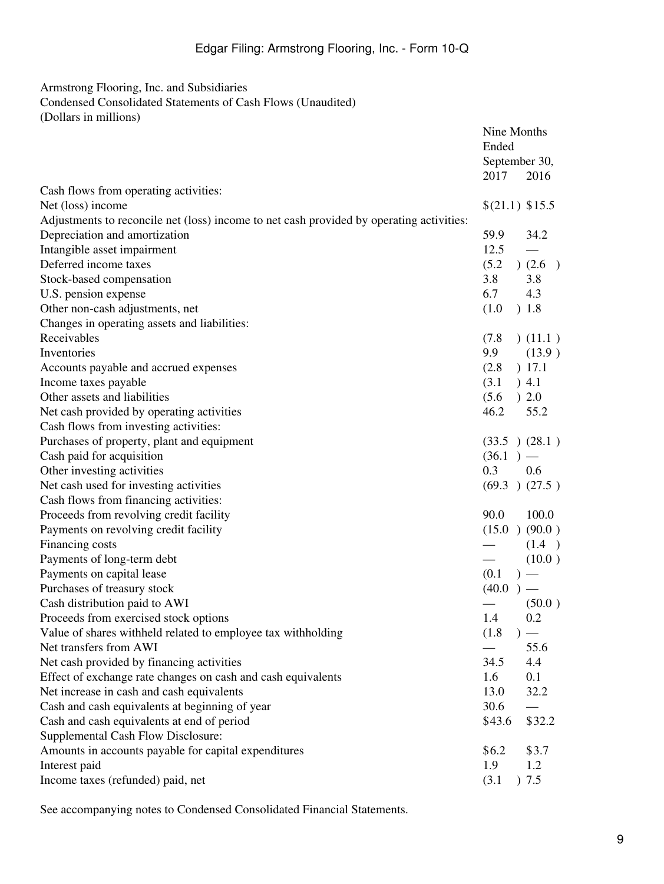Armstrong Flooring, Inc. and Subsidiaries
Condensed Consolidated Statements of Cash Flows (Unaudited)
(Dollars in millions)

| | Nine Months Ended September 30, | |
|---|---|---|
| | 2017 | 2016 |
| Cash flows from operating activities: | | |
| Net (loss) income | $(21.1) | $15.5 |
| Adjustments to reconcile net (loss) income to net cash provided by operating activities: | | |
| Depreciation and amortization | 59.9 | 34.2 |
| Intangible asset impairment | 12.5 | — |
| Deferred income taxes | (5.2) | (2.6) |
| Stock-based compensation | 3.8 | 3.8 |
| U.S. pension expense | 6.7 | 4.3 |
| Other non-cash adjustments, net | (1.0) | 1.8 |
| Changes in operating assets and liabilities: | | |
| Receivables | (7.8) | (11.1) |
| Inventories | 9.9 | (13.9) |
| Accounts payable and accrued expenses | (2.8) | 17.1 |
| Income taxes payable | (3.1) | 4.1 |
| Other assets and liabilities | (5.6) | 2.0 |
| Net cash provided by operating activities | 46.2 | 55.2 |
| Cash flows from investing activities: | | |
| Purchases of property, plant and equipment | (33.5) | (28.1) |
| Cash paid for acquisition | (36.1) | — |
| Other investing activities | 0.3 | 0.6 |
| Net cash used for investing activities | (69.3) | (27.5) |
| Cash flows from financing activities: | | |
| Proceeds from revolving credit facility | 90.0 | 100.0 |
| Payments on revolving credit facility | (15.0) | (90.0) |
| Financing costs | — | (1.4) |
| Payments of long-term debt | — | (10.0) |
| Payments on capital lease | (0.1) | — |
| Purchases of treasury stock | (40.0) | — |
| Cash distribution paid to AWI | — | (50.0) |
| Proceeds from exercised stock options | 1.4 | 0.2 |
| Value of shares withheld related to employee tax withholding | (1.8) | — |
| Net transfers from AWI | — | 55.6 |
| Net cash provided by financing activities | 34.5 | 4.4 |
| Effect of exchange rate changes on cash and cash equivalents | 1.6 | 0.1 |
| Net increase in cash and cash equivalents | 13.0 | 32.2 |
| Cash and cash equivalents at beginning of year | 30.6 | — |
| Cash and cash equivalents at end of period | $43.6 | $32.2 |
| Supplemental Cash Flow Disclosure: | | |
| Amounts in accounts payable for capital expenditures | $6.2 | $3.7 |
| Interest paid | 1.9 | 1.2 |
| Income taxes (refunded) paid, net | (3.1) | 7.5 |

See accompanying notes to Condensed Consolidated Financial Statements.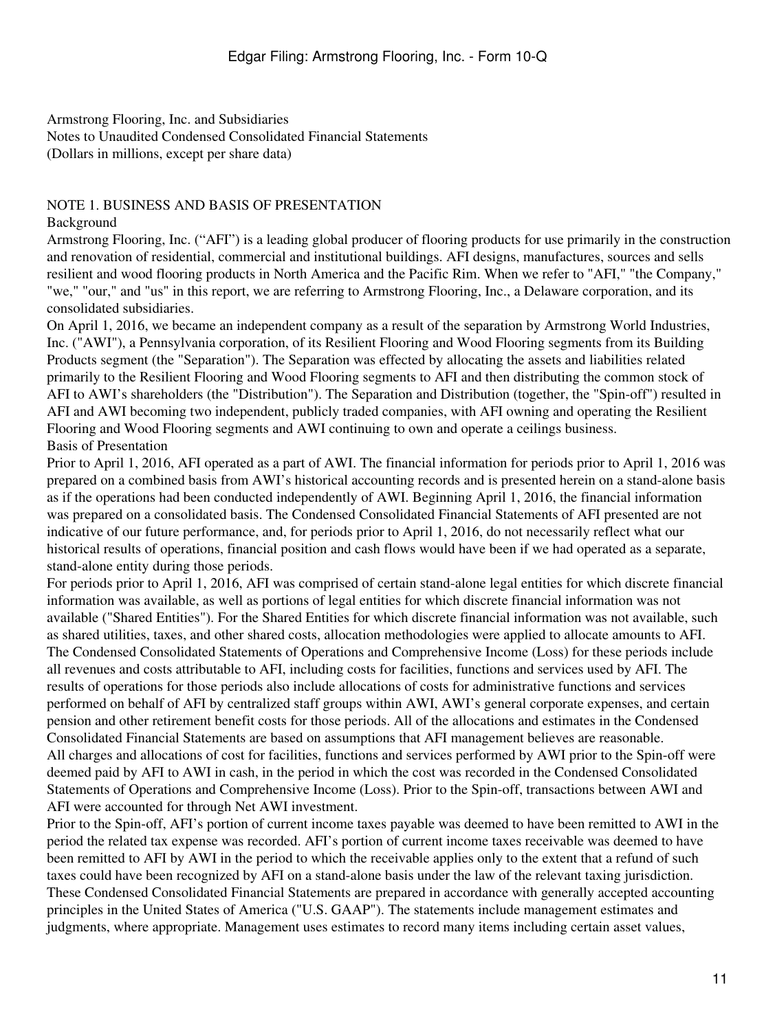Armstrong Flooring, Inc. and Subsidiaries
Notes to Unaudited Condensed Consolidated Financial Statements
(Dollars in millions, except per share data)

## NOTE 1. BUSINESS AND BASIS OF PRESENTATION

### Background

Armstrong Flooring, Inc. (“AFI”) is a leading global producer of flooring products for use primarily in the construction and renovation of residential, commercial and institutional buildings. AFI designs, manufactures, sources and sells resilient and wood flooring products in North America and the Pacific Rim. When we refer to "AFI," "the Company," "we," "our," and "us" in this report, we are referring to Armstrong Flooring, Inc., a Delaware corporation, and its consolidated subsidiaries.

On April 1, 2016, we became an independent company as a result of the separation by Armstrong World Industries, Inc. ("AWI"), a Pennsylvania corporation, of its Resilient Flooring and Wood Flooring segments from its Building Products segment (the "Separation"). The Separation was effected by allocating the assets and liabilities related primarily to the Resilient Flooring and Wood Flooring segments to AFI and then distributing the common stock of AFI to AWI’s shareholders (the "Distribution"). The Separation and Distribution (together, the "Spin-off") resulted in AFI and AWI becoming two independent, publicly traded companies, with AFI owning and operating the Resilient Flooring and Wood Flooring segments and AWI continuing to own and operate a ceilings business.

### Basis of Presentation

Prior to April 1, 2016, AFI operated as a part of AWI. The financial information for periods prior to April 1, 2016 was prepared on a combined basis from AWI’s historical accounting records and is presented herein on a stand-alone basis as if the operations had been conducted independently of AWI. Beginning April 1, 2016, the financial information was prepared on a consolidated basis. The Condensed Consolidated Financial Statements of AFI presented are not indicative of our future performance, and, for periods prior to April 1, 2016, do not necessarily reflect what our historical results of operations, financial position and cash flows would have been if we had operated as a separate, stand-alone entity during those periods.

For periods prior to April 1, 2016, AFI was comprised of certain stand-alone legal entities for which discrete financial information was available, as well as portions of legal entities for which discrete financial information was not available ("Shared Entities"). For the Shared Entities for which discrete financial information was not available, such as shared utilities, taxes, and other shared costs, allocation methodologies were applied to allocate amounts to AFI. The Condensed Consolidated Statements of Operations and Comprehensive Income (Loss) for these periods include all revenues and costs attributable to AFI, including costs for facilities, functions and services used by AFI. The results of operations for those periods also include allocations of costs for administrative functions and services performed on behalf of AFI by centralized staff groups within AWI, AWI’s general corporate expenses, and certain pension and other retirement benefit costs for those periods. All of the allocations and estimates in the Condensed Consolidated Financial Statements are based on assumptions that AFI management believes are reasonable.

All charges and allocations of cost for facilities, functions and services performed by AWI prior to the Spin-off were deemed paid by AFI to AWI in cash, in the period in which the cost was recorded in the Condensed Consolidated Statements of Operations and Comprehensive Income (Loss). Prior to the Spin-off, transactions between AWI and AFI were accounted for through Net AWI investment.

Prior to the Spin-off, AFI’s portion of current income taxes payable was deemed to have been remitted to AWI in the period the related tax expense was recorded. AFI’s portion of current income taxes receivable was deemed to have been remitted to AFI by AWI in the period to which the receivable applies only to the extent that a refund of such taxes could have been recognized by AFI on a stand-alone basis under the law of the relevant taxing jurisdiction.

These Condensed Consolidated Financial Statements are prepared in accordance with generally accepted accounting principles in the United States of America ("U.S. GAAP"). The statements include management estimates and judgments, where appropriate. Management uses estimates to record many items including certain asset values,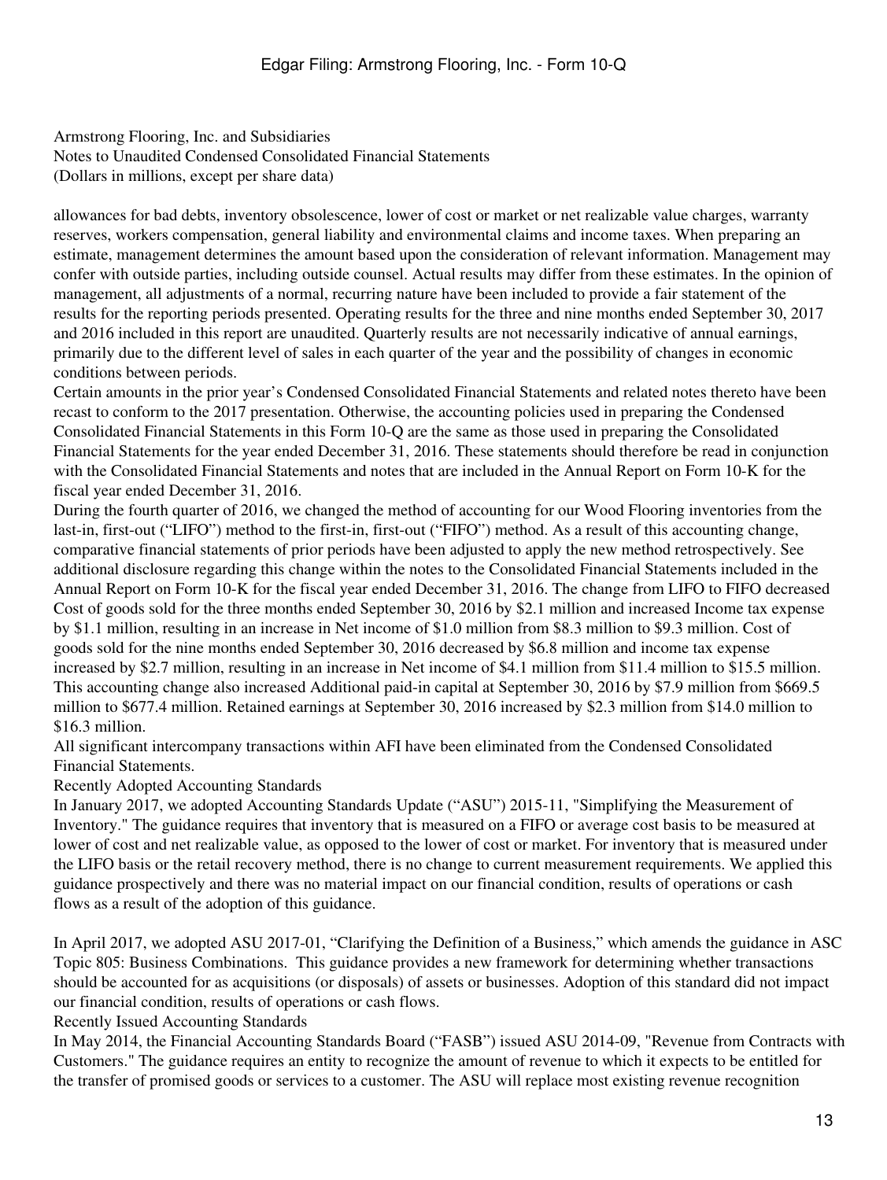Armstrong Flooring, Inc. and Subsidiaries
Notes to Unaudited Condensed Consolidated Financial Statements
(Dollars in millions, except per share data)

allowances for bad debts, inventory obsolescence, lower of cost or market or net realizable value charges, warranty reserves, workers compensation, general liability and environmental claims and income taxes. When preparing an estimate, management determines the amount based upon the consideration of relevant information. Management may confer with outside parties, including outside counsel. Actual results may differ from these estimates. In the opinion of management, all adjustments of a normal, recurring nature have been included to provide a fair statement of the results for the reporting periods presented. Operating results for the three and nine months ended September 30, 2017 and 2016 included in this report are unaudited. Quarterly results are not necessarily indicative of annual earnings, primarily due to the different level of sales in each quarter of the year and the possibility of changes in economic conditions between periods.

Certain amounts in the prior year's Condensed Consolidated Financial Statements and related notes thereto have been recast to conform to the 2017 presentation. Otherwise, the accounting policies used in preparing the Condensed Consolidated Financial Statements in this Form 10-Q are the same as those used in preparing the Consolidated Financial Statements for the year ended December 31, 2016. These statements should therefore be read in conjunction with the Consolidated Financial Statements and notes that are included in the Annual Report on Form 10-K for the fiscal year ended December 31, 2016.

During the fourth quarter of 2016, we changed the method of accounting for our Wood Flooring inventories from the last-in, first-out ("LIFO") method to the first-in, first-out ("FIFO") method. As a result of this accounting change, comparative financial statements of prior periods have been adjusted to apply the new method retrospectively. See additional disclosure regarding this change within the notes to the Consolidated Financial Statements included in the Annual Report on Form 10-K for the fiscal year ended December 31, 2016. The change from LIFO to FIFO decreased Cost of goods sold for the three months ended September 30, 2016 by $2.1 million and increased Income tax expense by $1.1 million, resulting in an increase in Net income of $1.0 million from $8.3 million to $9.3 million. Cost of goods sold for the nine months ended September 30, 2016 decreased by $6.8 million and income tax expense increased by $2.7 million, resulting in an increase in Net income of $4.1 million from $11.4 million to $15.5 million. This accounting change also increased Additional paid-in capital at September 30, 2016 by $7.9 million from $669.5 million to $677.4 million. Retained earnings at September 30, 2016 increased by $2.3 million from $14.0 million to $16.3 million.

All significant intercompany transactions within AFI have been eliminated from the Condensed Consolidated Financial Statements.

### Recently Adopted Accounting Standards

In January 2017, we adopted Accounting Standards Update ("ASU") 2015-11, "Simplifying the Measurement of Inventory." The guidance requires that inventory that is measured on a FIFO or average cost basis to be measured at lower of cost and net realizable value, as opposed to the lower of cost or market. For inventory that is measured under the LIFO basis or the retail recovery method, there is no change to current measurement requirements. We applied this guidance prospectively and there was no material impact on our financial condition, results of operations or cash flows as a result of the adoption of this guidance.

In April 2017, we adopted ASU 2017-01, "Clarifying the Definition of a Business," which amends the guidance in ASC Topic 805: Business Combinations. This guidance provides a new framework for determining whether transactions should be accounted for as acquisitions (or disposals) of assets or businesses. Adoption of this standard did not impact our financial condition, results of operations or cash flows.

### Recently Issued Accounting Standards

In May 2014, the Financial Accounting Standards Board ("FASB") issued ASU 2014-09, "Revenue from Contracts with Customers." The guidance requires an entity to recognize the amount of revenue to which it expects to be entitled for the transfer of promised goods or services to a customer. The ASU will replace most existing revenue recognition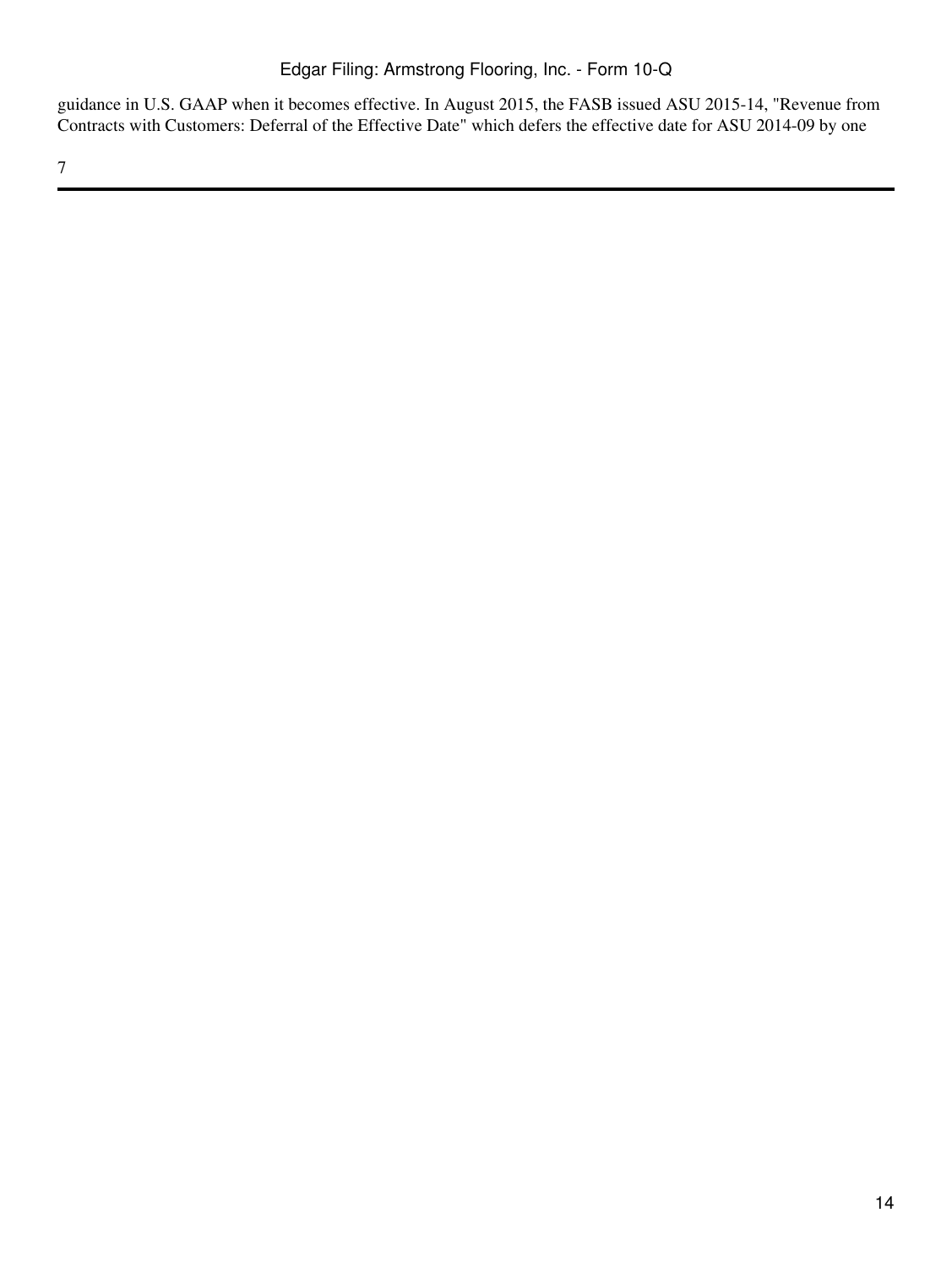guidance in U.S. GAAP when it becomes effective. In August 2015, the FASB issued ASU 2015-14, "Revenue from Contracts with Customers: Deferral of the Effective Date" which defers the effective date for ASU 2014-09 by one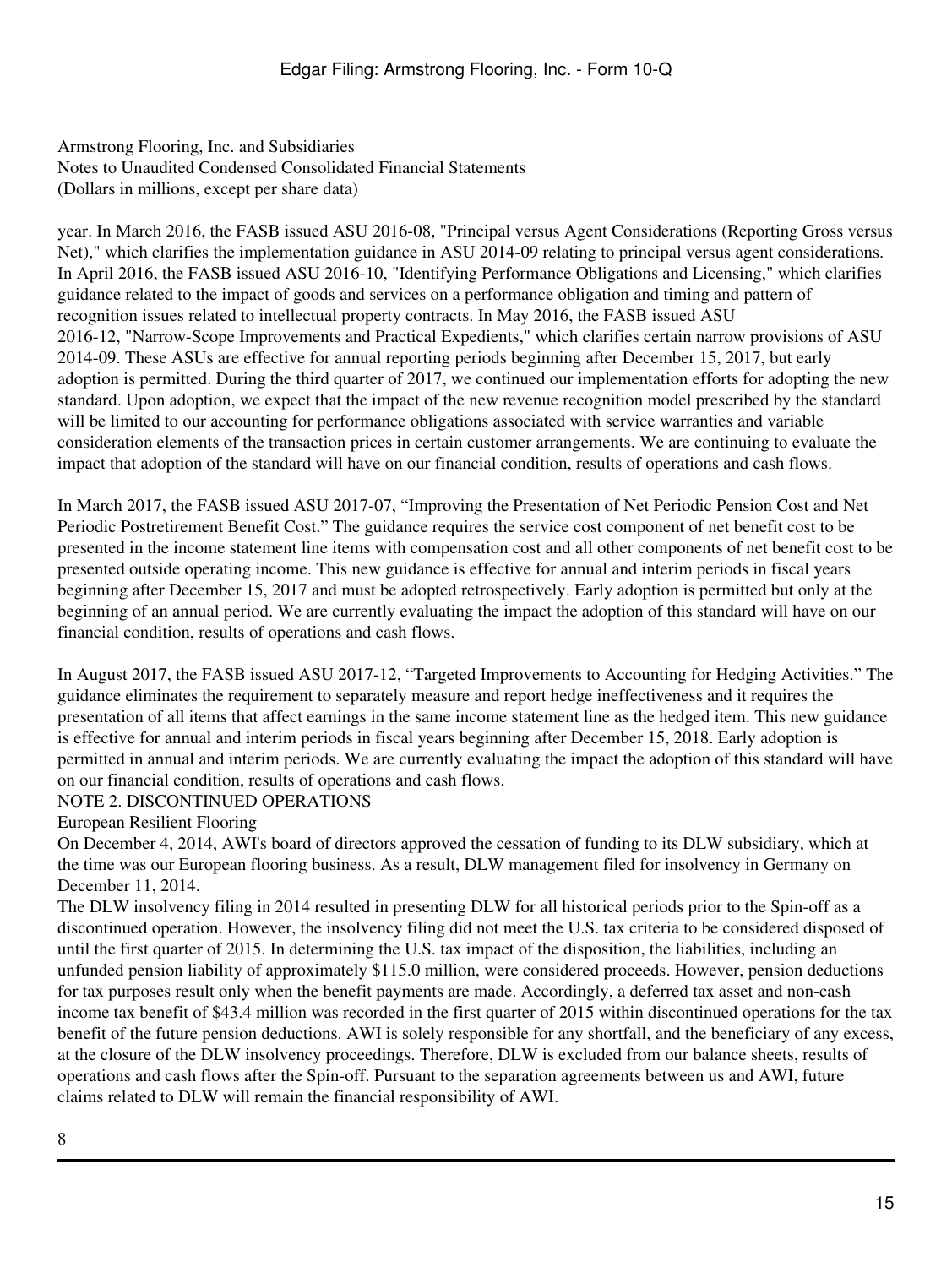Armstrong Flooring, Inc. and Subsidiaries
Notes to Unaudited Condensed Consolidated Financial Statements
(Dollars in millions, except per share data)

year. In March 2016, the FASB issued ASU 2016-08, "Principal versus Agent Considerations (Reporting Gross versus Net)," which clarifies the implementation guidance in ASU 2014-09 relating to principal versus agent considerations. In April 2016, the FASB issued ASU 2016-10, "Identifying Performance Obligations and Licensing," which clarifies guidance related to the impact of goods and services on a performance obligation and timing and pattern of recognition issues related to intellectual property contracts. In May 2016, the FASB issued ASU 2016-12, "Narrow-Scope Improvements and Practical Expedients," which clarifies certain narrow provisions of ASU 2014-09. These ASUs are effective for annual reporting periods beginning after December 15, 2017, but early adoption is permitted. During the third quarter of 2017, we continued our implementation efforts for adopting the new standard. Upon adoption, we expect that the impact of the new revenue recognition model prescribed by the standard will be limited to our accounting for performance obligations associated with service warranties and variable consideration elements of the transaction prices in certain customer arrangements. We are continuing to evaluate the impact that adoption of the standard will have on our financial condition, results of operations and cash flows.

In March 2017, the FASB issued ASU 2017-07, "Improving the Presentation of Net Periodic Pension Cost and Net Periodic Postretirement Benefit Cost." The guidance requires the service cost component of net benefit cost to be presented in the income statement line items with compensation cost and all other components of net benefit cost to be presented outside operating income. This new guidance is effective for annual and interim periods in fiscal years beginning after December 15, 2017 and must be adopted retrospectively. Early adoption is permitted but only at the beginning of an annual period. We are currently evaluating the impact the adoption of this standard will have on our financial condition, results of operations and cash flows.

In August 2017, the FASB issued ASU 2017-12, "Targeted Improvements to Accounting for Hedging Activities." The guidance eliminates the requirement to separately measure and report hedge ineffectiveness and it requires the presentation of all items that affect earnings in the same income statement line as the hedged item. This new guidance is effective for annual and interim periods in fiscal years beginning after December 15, 2018. Early adoption is permitted in annual and interim periods. We are currently evaluating the impact the adoption of this standard will have on our financial condition, results of operations and cash flows.

## NOTE 2. DISCONTINUED OPERATIONS

### European Resilient Flooring

On December 4, 2014, AWI's board of directors approved the cessation of funding to its DLW subsidiary, which at the time was our European flooring business. As a result, DLW management filed for insolvency in Germany on December 11, 2014.

The DLW insolvency filing in 2014 resulted in presenting DLW for all historical periods prior to the Spin-off as a discontinued operation. However, the insolvency filing did not meet the U.S. tax criteria to be considered disposed of until the first quarter of 2015. In determining the U.S. tax impact of the disposition, the liabilities, including an unfunded pension liability of approximately $115.0 million, were considered proceeds. However, pension deductions for tax purposes result only when the benefit payments are made. Accordingly, a deferred tax asset and non-cash income tax benefit of $43.4 million was recorded in the first quarter of 2015 within discontinued operations for the tax benefit of the future pension deductions. AWI is solely responsible for any shortfall, and the beneficiary of any excess, at the closure of the DLW insolvency proceedings. Therefore, DLW is excluded from our balance sheets, results of operations and cash flows after the Spin-off. Pursuant to the separation agreements between us and AWI, future claims related to DLW will remain the financial responsibility of AWI.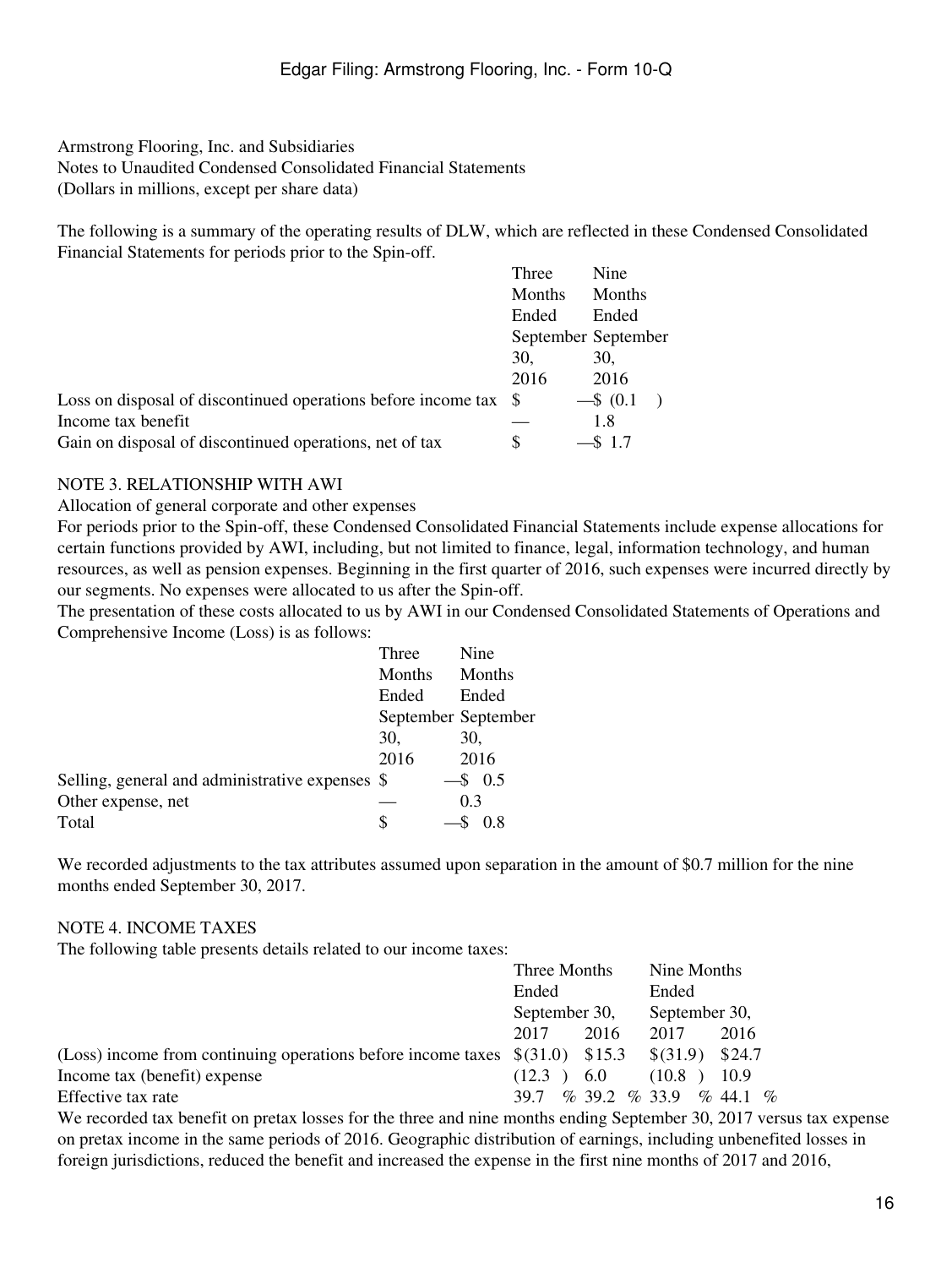Armstrong Flooring, Inc. and Subsidiaries
Notes to Unaudited Condensed Consolidated Financial Statements
(Dollars in millions, except per share data)

The following is a summary of the operating results of DLW, which are reflected in these Condensed Consolidated Financial Statements for periods prior to the Spin-off.

| | Three Months Ended September 30, 2016 | Nine Months Ended September 30, 2016 |
|---|---|---|
| Loss on disposal of discontinued operations before income tax | $ — | $ (0.1 ) |
| Income tax benefit | — | 1.8 |
| Gain on disposal of discontinued operations, net of tax | $ — | $ 1.7 |

NOTE 3. RELATIONSHIP WITH AWI

Allocation of general corporate and other expenses

For periods prior to the Spin-off, these Condensed Consolidated Financial Statements include expense allocations for certain functions provided by AWI, including, but not limited to finance, legal, information technology, and human resources, as well as pension expenses. Beginning in the first quarter of 2016, such expenses were incurred directly by our segments. No expenses were allocated to us after the Spin-off.

The presentation of these costs allocated to us by AWI in our Condensed Consolidated Statements of Operations and Comprehensive Income (Loss) is as follows:

| | Three Months Ended September 30, 2016 | Nine Months Ended September 30, 2016 |
|---|---|---|
| Selling, general and administrative expenses | $ — | $ 0.5 |
| Other expense, net | — | 0.3 |
| Total | $ — | $ 0.8 |

We recorded adjustments to the tax attributes assumed upon separation in the amount of $0.7 million for the nine months ended September 30, 2017.

NOTE 4. INCOME TAXES

The following table presents details related to our income taxes:

| | Three Months Ended September 30, | | Nine Months Ended September 30, | |
|---|---|---|---|---|
| | 2017 | 2016 | 2017 | 2016 |
| (Loss) income from continuing operations before income taxes | $(31.0) | $15.3 | $(31.9) | $24.7 |
| Income tax (benefit) expense | (12.3 ) | 6.0 | (10.8 ) | 10.9 |
| Effective tax rate | 39.7 % | 39.2 % | 33.9 % | 44.1 % |

We recorded tax benefit on pretax losses for the three and nine months ending September 30, 2017 versus tax expense on pretax income in the same periods of 2016. Geographic distribution of earnings, including unbenefited losses in foreign jurisdictions, reduced the benefit and increased the expense in the first nine months of 2017 and 2016,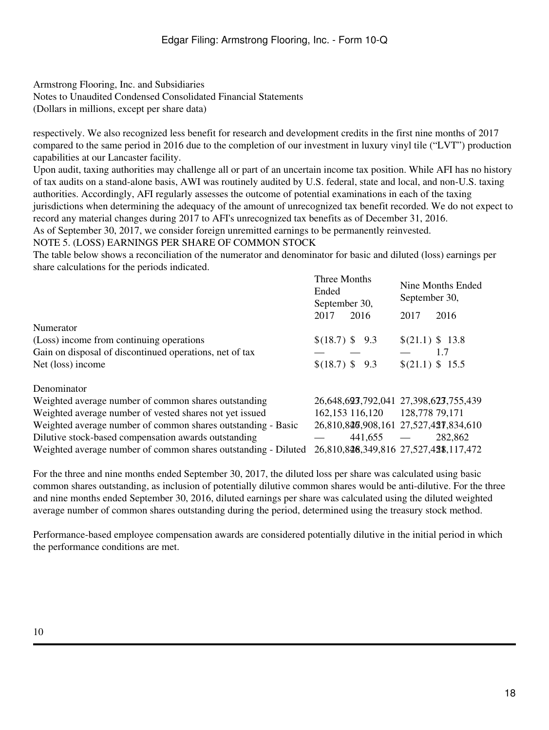respectively. We also recognized less benefit for research and development credits in the first nine months of 2017 compared to the same period in 2016 due to the completion of our investment in luxury vinyl tile ("LVT") production capabilities at our Lancaster facility.

Upon audit, taxing authorities may challenge all or part of an uncertain income tax position. While AFI has no history of tax audits on a stand-alone basis, AWI was routinely audited by U.S. federal, state and local, and non-U.S. taxing authorities. Accordingly, AFI regularly assesses the outcome of potential examinations in each of the taxing jurisdictions when determining the adequacy of the amount of unrecognized tax benefit recorded. We do not expect to record any material changes during 2017 to AFI's unrecognized tax benefits as of December 31, 2016.

As of September 30, 2017, we consider foreign unremitted earnings to be permanently reinvested.

## NOTE 5. (LOSS) EARNINGS PER SHARE OF COMMON STOCK

The table below shows a reconciliation of the numerator and denominator for basic and diluted (loss) earnings per share calculations for the periods indicated.

| | Three Months Ended September 30, | | Nine Months Ended September 30, | |
|---|---|---|---|---|
| | 2017 | 2016 | 2017 | 2016 |
| **Numerator** | | | | |
| (Loss) income from continuing operations | $(18.7) | $ 9.3 | $(21.1) | $ 13.8 |
| Gain on disposal of discontinued operations, net of tax | — | — | — | 1.7 |
| Net (loss) income | $(18.7) | $ 9.3 | $(21.1) | $ 15.5 |
| | | | | |
| **Denominator** | | | | |
| Weighted average number of common shares outstanding | 26,648,692 | 27,792,041 | 27,398,673 | 27,755,439 |
| Weighted average number of vested shares not yet issued | 162,153 | 116,120 | 128,778 | 79,171 |
| Weighted average number of common shares outstanding - Basic | 26,810,845 | 27,908,161 | 27,527,451 | 27,834,610 |
| Dilutive stock-based compensation awards outstanding | — | 441,655 | — | 282,862 |
| Weighted average number of common shares outstanding - Diluted | 26,810,845 | 28,349,816 | 27,527,451 | 28,117,472 |

For the three and nine months ended September 30, 2017, the diluted loss per share was calculated using basic common shares outstanding, as inclusion of potentially dilutive common shares would be anti-dilutive. For the three and nine months ended September 30, 2016, diluted earnings per share was calculated using the diluted weighted average number of common shares outstanding during the period, determined using the treasury stock method.

Performance-based employee compensation awards are considered potentially dilutive in the initial period in which the performance conditions are met.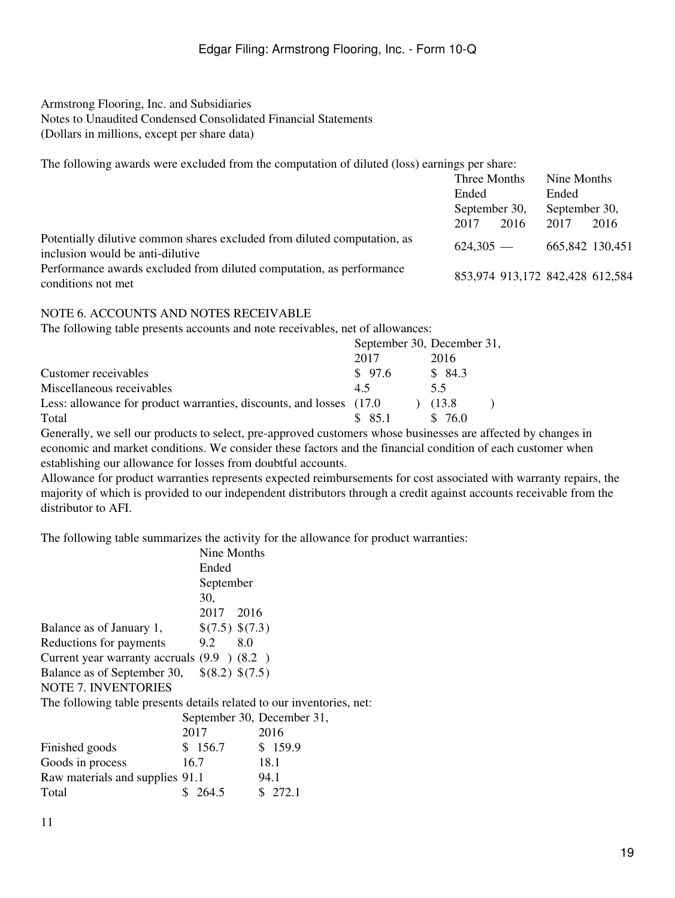Armstrong Flooring, Inc. and Subsidiaries
Notes to Unaudited Condensed Consolidated Financial Statements
(Dollars in millions, except per share data)

The following awards were excluded from the computation of diluted (loss) earnings per share:

| | Three Months Ended September 30, | | Nine Months Ended September 30, | |
|---|---|---|---|---|
| | 2017 | 2016 | 2017 | 2016 |
| Potentially dilutive common shares excluded from diluted computation, as inclusion would be anti-dilutive | 624,305 | — | 665,842 | 130,451 |
| Performance awards excluded from diluted computation, as performance conditions not met | 853,974 | 913,172 | 842,428 | 612,584 |

NOTE 6. ACCOUNTS AND NOTES RECEIVABLE

The following table presents accounts and note receivables, net of allowances:

| | September 30, 2017 | December 31, 2016 |
|---|---|---|
| Customer receivables | $ 97.6 | $ 84.3 |
| Miscellaneous receivables | 4.5 | 5.5 |
| Less: allowance for product warranties, discounts, and losses | (17.0 ) | (13.8 ) |
| Total | $ 85.1 | $ 76.0 |

Generally, we sell our products to select, pre-approved customers whose businesses are affected by changes in economic and market conditions. We consider these factors and the financial condition of each customer when establishing our allowance for losses from doubtful accounts.

Allowance for product warranties represents expected reimbursements for cost associated with warranty repairs, the majority of which is provided to our independent distributors through a credit against accounts receivable from the distributor to AFI.

The following table summarizes the activity for the allowance for product warranties:

| | Nine Months Ended September 30, | |
|---|---|---|
| | 2017 | 2016 |
| Balance as of January 1, | $(7.5) | $(7.3) |
| Reductions for payments | 9.2 | 8.0 |
| Current year warranty accruals | (9.9 ) | (8.2 ) |
| Balance as of September 30, | $(8.2) | $(7.5) |

NOTE 7. INVENTORIES

The following table presents details related to our inventories, net:

| | September 30, 2017 | December 31, 2016 |
|---|---|---|
| Finished goods | $ 156.7 | $ 159.9 |
| Goods in process | 16.7 | 18.1 |
| Raw materials and supplies | 91.1 | 94.1 |
| Total | $ 264.5 | $ 272.1 |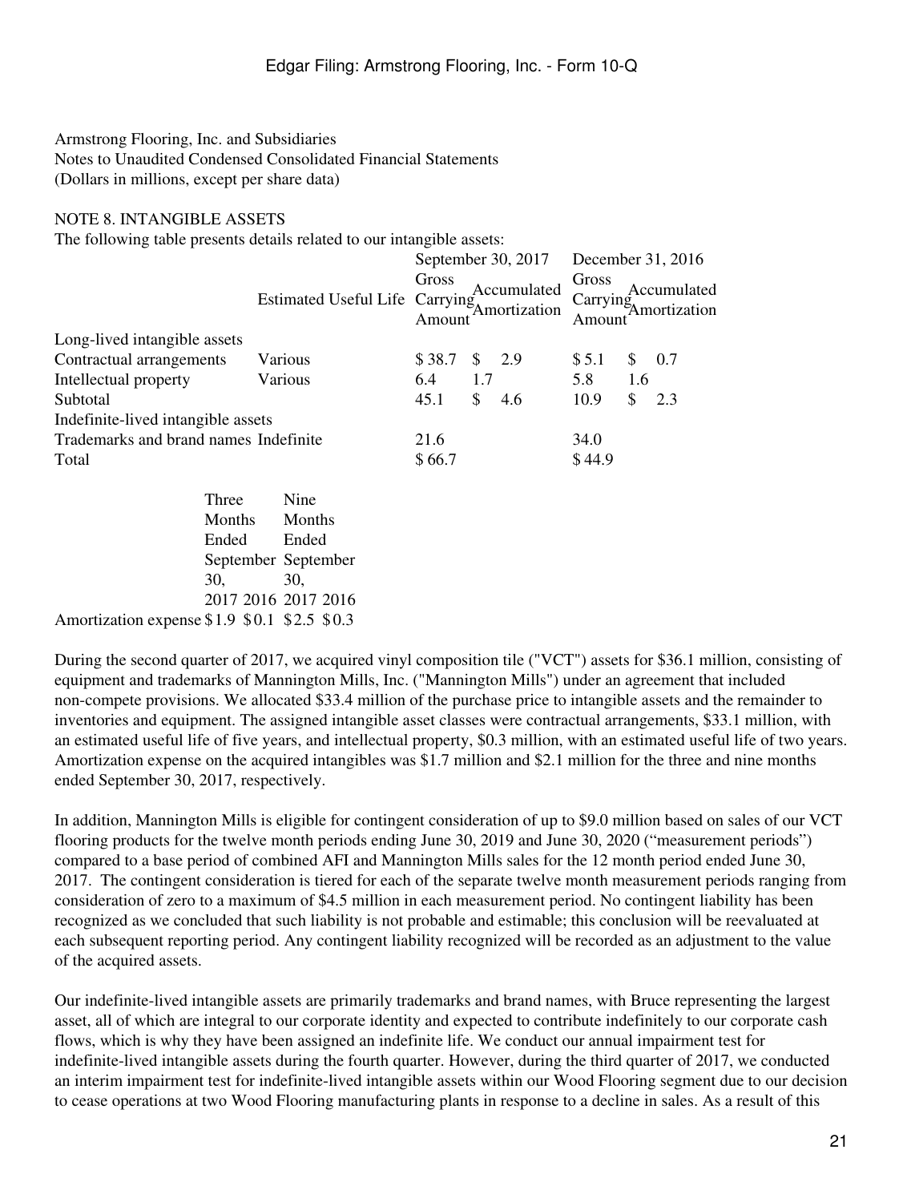Armstrong Flooring, Inc. and Subsidiaries
Notes to Unaudited Condensed Consolidated Financial Statements
(Dollars in millions, except per share data)

NOTE 8. INTANGIBLE ASSETS

The following table presents details related to our intangible assets:

| | Estimated Useful Life | September 30, 2017 | | December 31, 2016 | |
|---|---|---|---|---|---|
| | | Gross Carrying Amount | Accumulated Amortization | Gross Carrying Amount | Accumulated Amortization |
| Long-lived intangible assets | | | | | |
| Contractual arrangements | Various | $ 38.7 | $ 2.9 | $ 5.1 | $ 0.7 |
| Intellectual property | Various | 6.4 | 1.7 | 5.8 | 1.6 |
| Subtotal | | 45.1 | $ 4.6 | 10.9 | $ 2.3 |
| Indefinite-lived intangible assets | | | | | |
| Trademarks and brand names | Indefinite | 21.6 | | 34.0 | |
| Total | | $ 66.7 | | $ 44.9 | |

| | Three Months Ended September 30, | | Nine Months Ended September 30, | |
|---|---|---|---|---|
| | 2017 | 2016 | 2017 | 2016 |
| Amortization expense | $1.9 | $0.1 | $2.5 | $0.3 |

During the second quarter of 2017, we acquired vinyl composition tile ("VCT") assets for $36.1 million, consisting of equipment and trademarks of Mannington Mills, Inc. ("Mannington Mills") under an agreement that included non-compete provisions. We allocated $33.4 million of the purchase price to intangible assets and the remainder to inventories and equipment. The assigned intangible asset classes were contractual arrangements, $33.1 million, with an estimated useful life of five years, and intellectual property, $0.3 million, with an estimated useful life of two years. Amortization expense on the acquired intangibles was $1.7 million and $2.1 million for the three and nine months ended September 30, 2017, respectively.

In addition, Mannington Mills is eligible for contingent consideration of up to $9.0 million based on sales of our VCT flooring products for the twelve month periods ending June 30, 2019 and June 30, 2020 ("measurement periods") compared to a base period of combined AFI and Mannington Mills sales for the 12 month period ended June 30, 2017. The contingent consideration is tiered for each of the separate twelve month measurement periods ranging from consideration of zero to a maximum of $4.5 million in each measurement period. No contingent liability has been recognized as we concluded that such liability is not probable and estimable; this conclusion will be reevaluated at each subsequent reporting period. Any contingent liability recognized will be recorded as an adjustment to the value of the acquired assets.

Our indefinite-lived intangible assets are primarily trademarks and brand names, with Bruce representing the largest asset, all of which are integral to our corporate identity and expected to contribute indefinitely to our corporate cash flows, which is why they have been assigned an indefinite life. We conduct our annual impairment test for indefinite-lived intangible assets during the fourth quarter. However, during the third quarter of 2017, we conducted an interim impairment test for indefinite-lived intangible assets within our Wood Flooring segment due to our decision to cease operations at two Wood Flooring manufacturing plants in response to a decline in sales. As a result of this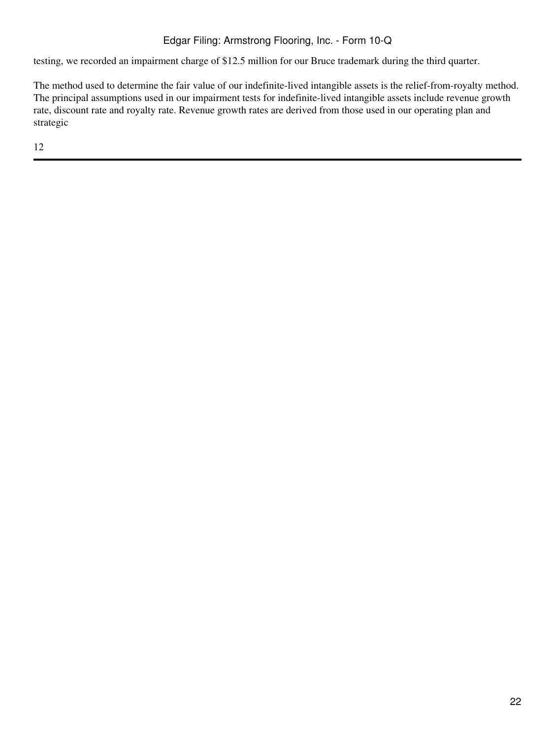testing, we recorded an impairment charge of $12.5 million for our Bruce trademark during the third quarter.

The method used to determine the fair value of our indefinite-lived intangible assets is the relief-from-royalty method. The principal assumptions used in our impairment tests for indefinite-lived intangible assets include revenue growth rate, discount rate and royalty rate. Revenue growth rates are derived from those used in our operating plan and strategic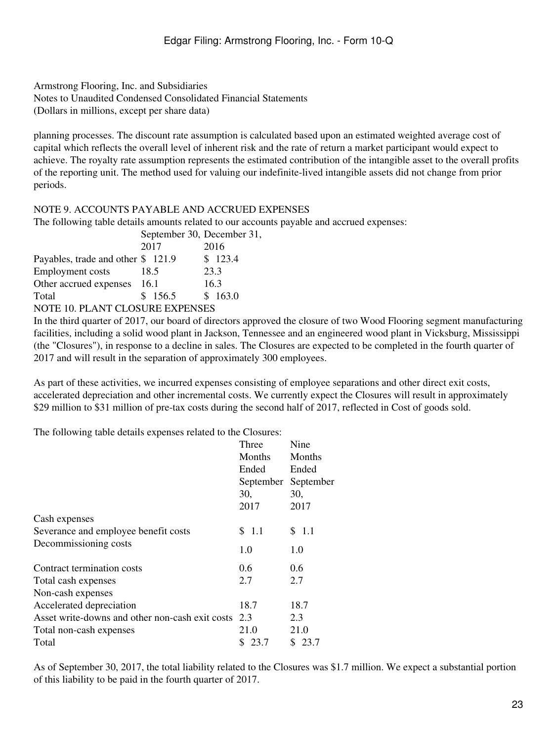Armstrong Flooring, Inc. and Subsidiaries
Notes to Unaudited Condensed Consolidated Financial Statements
(Dollars in millions, except per share data)

planning processes. The discount rate assumption is calculated based upon an estimated weighted average cost of capital which reflects the overall level of inherent risk and the rate of return a market participant would expect to achieve. The royalty rate assumption represents the estimated contribution of the intangible asset to the overall profits of the reporting unit. The method used for valuing our indefinite-lived intangible assets did not change from prior periods.

## NOTE 9. ACCOUNTS PAYABLE AND ACCRUED EXPENSES

The following table details amounts related to our accounts payable and accrued expenses:

| | September 30, 2017 | December 31, 2016 |
|---|---|---|
| Payables, trade and other | $ 121.9 | $ 123.4 |
| Employment costs | 18.5 | 23.3 |
| Other accrued expenses | 16.1 | 16.3 |
| Total | $ 156.5 | $ 163.0 |

## NOTE 10. PLANT CLOSURE EXPENSES

In the third quarter of 2017, our board of directors approved the closure of two Wood Flooring segment manufacturing facilities, including a solid wood plant in Jackson, Tennessee and an engineered wood plant in Vicksburg, Mississippi (the "Closures"), in response to a decline in sales. The Closures are expected to be completed in the fourth quarter of 2017 and will result in the separation of approximately 300 employees.

As part of these activities, we incurred expenses consisting of employee separations and other direct exit costs, accelerated depreciation and other incremental costs. We currently expect the Closures will result in approximately $29 million to $31 million of pre-tax costs during the second half of 2017, reflected in Cost of goods sold.

The following table details expenses related to the Closures:

| | Three Months Ended September 30, 2017 | Nine Months Ended September 30, 2017 |
|---|---|---|
| Cash expenses | | |
| Severance and employee benefit costs | $ 1.1 | $ 1.1 |
| Decommissioning costs | 1.0 | 1.0 |
| Contract termination costs | 0.6 | 0.6 |
| Total cash expenses | 2.7 | 2.7 |
| Non-cash expenses | | |
| Accelerated depreciation | 18.7 | 18.7 |
| Asset write-downs and other non-cash exit costs | 2.3 | 2.3 |
| Total non-cash expenses | 21.0 | 21.0 |
| Total | $ 23.7 | $ 23.7 |

As of September 30, 2017, the total liability related to the Closures was $1.7 million. We expect a substantial portion of this liability to be paid in the fourth quarter of 2017.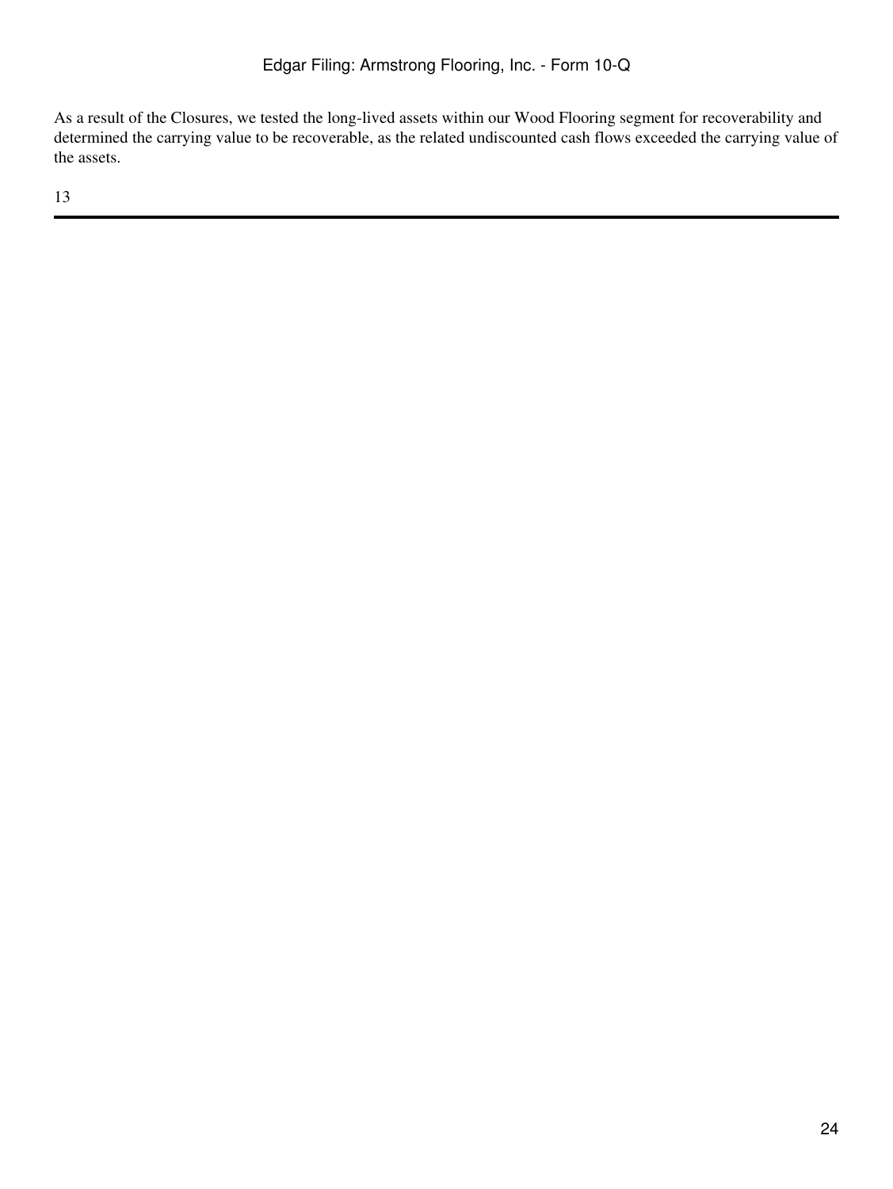As a result of the Closures, we tested the long-lived assets within our Wood Flooring segment for recoverability and determined the carrying value to be recoverable, as the related undiscounted cash flows exceeded the carrying value of the assets.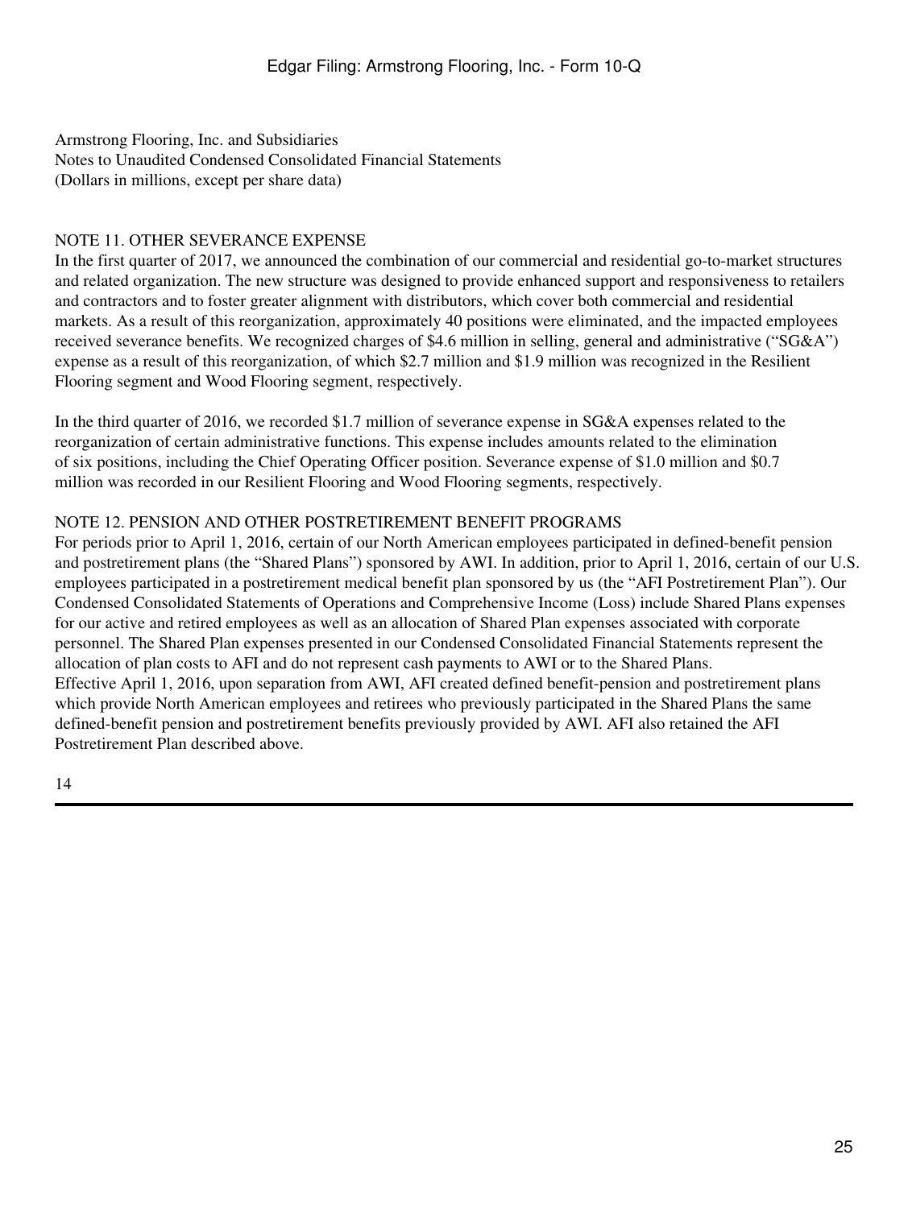Armstrong Flooring, Inc. and Subsidiaries
Notes to Unaudited Condensed Consolidated Financial Statements
(Dollars in millions, except per share data)

## NOTE 11. OTHER SEVERANCE EXPENSE

In the first quarter of 2017, we announced the combination of our commercial and residential go-to-market structures and related organization. The new structure was designed to provide enhanced support and responsiveness to retailers and contractors and to foster greater alignment with distributors, which cover both commercial and residential markets. As a result of this reorganization, approximately 40 positions were eliminated, and the impacted employees received severance benefits. We recognized charges of $4.6 million in selling, general and administrative ("SG&A") expense as a result of this reorganization, of which $2.7 million and $1.9 million was recognized in the Resilient Flooring segment and Wood Flooring segment, respectively.

In the third quarter of 2016, we recorded $1.7 million of severance expense in SG&A expenses related to the reorganization of certain administrative functions. This expense includes amounts related to the elimination of six positions, including the Chief Operating Officer position. Severance expense of $1.0 million and $0.7 million was recorded in our Resilient Flooring and Wood Flooring segments, respectively.

## NOTE 12. PENSION AND OTHER POSTRETIREMENT BENEFIT PROGRAMS

For periods prior to April 1, 2016, certain of our North American employees participated in defined-benefit pension and postretirement plans (the "Shared Plans") sponsored by AWI. In addition, prior to April 1, 2016, certain of our U.S. employees participated in a postretirement medical benefit plan sponsored by us (the "AFI Postretirement Plan"). Our Condensed Consolidated Statements of Operations and Comprehensive Income (Loss) include Shared Plans expenses for our active and retired employees as well as an allocation of Shared Plan expenses associated with corporate personnel. The Shared Plan expenses presented in our Condensed Consolidated Financial Statements represent the allocation of plan costs to AFI and do not represent cash payments to AWI or to the Shared Plans.

Effective April 1, 2016, upon separation from AWI, AFI created defined benefit-pension and postretirement plans which provide North American employees and retirees who previously participated in the Shared Plans the same defined-benefit pension and postretirement benefits previously provided by AWI. AFI also retained the AFI Postretirement Plan described above.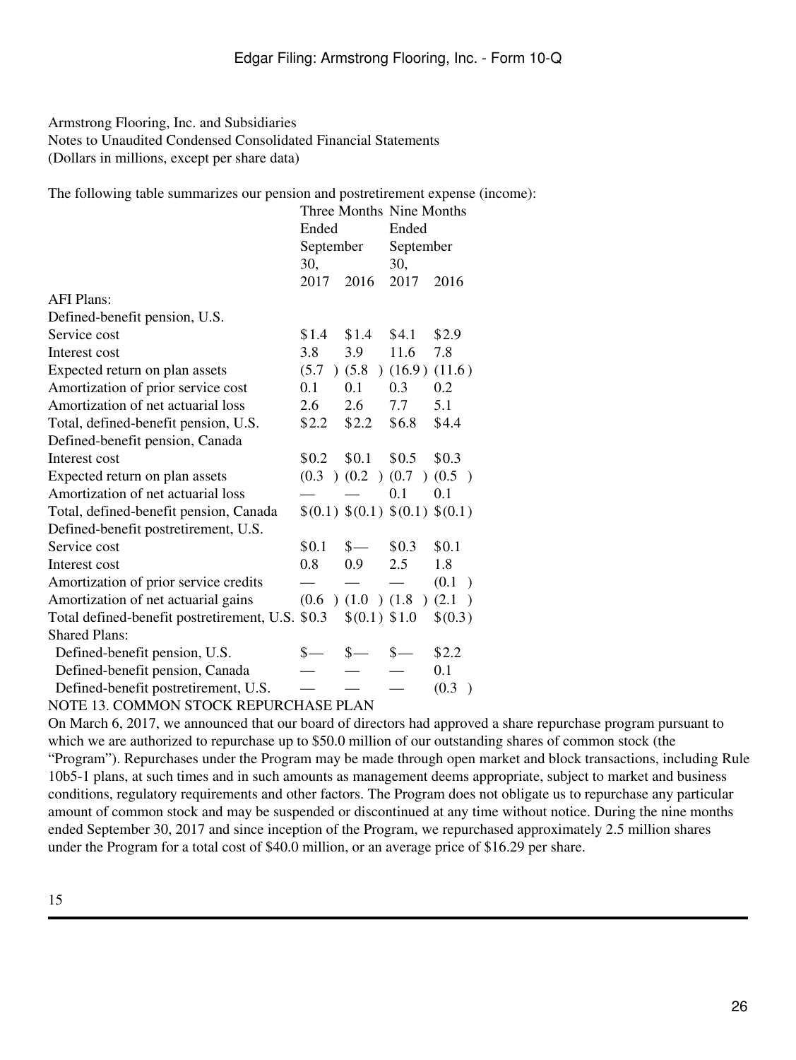Armstrong Flooring, Inc. and Subsidiaries
Notes to Unaudited Condensed Consolidated Financial Statements
(Dollars in millions, except per share data)

The following table summarizes our pension and postretirement expense (income):

| | Three Months Ended September 30, | | Nine Months Ended September 30, | |
|---|---|---|---|---|
| | 2017 | 2016 | 2017 | 2016 |
| AFI Plans: | | | | |
| Defined-benefit pension, U.S. | | | | |
| Service cost | $1.4 | $1.4 | $4.1 | $2.9 |
| Interest cost | 3.8 | 3.9 | 11.6 | 7.8 |
| Expected return on plan assets | (5.7) | (5.8) | (16.9) | (11.6) |
| Amortization of prior service cost | 0.1 | 0.1 | 0.3 | 0.2 |
| Amortization of net actuarial loss | 2.6 | 2.6 | 7.7 | 5.1 |
| Total, defined-benefit pension, U.S. | $2.2 | $2.2 | $6.8 | $4.4 |
| Defined-benefit pension, Canada | | | | |
| Interest cost | $0.2 | $0.1 | $0.5 | $0.3 |
| Expected return on plan assets | (0.3) | (0.2) | (0.7) | (0.5) |
| Amortization of net actuarial loss | — | — | 0.1 | 0.1 |
| Total, defined-benefit pension, Canada | $(0.1) | $(0.1) | $(0.1) | $(0.1) |
| Defined-benefit postretirement, U.S. | | | | |
| Service cost | $0.1 | $— | $0.3 | $0.1 |
| Interest cost | 0.8 | 0.9 | 2.5 | 1.8 |
| Amortization of prior service credits | — | — | — | (0.1) |
| Amortization of net actuarial gains | (0.6) | (1.0) | (1.8) | (2.1) |
| Total defined-benefit postretirement, U.S. | $0.3 | $(0.1) | $1.0 | $(0.3) |
| Shared Plans: | | | | |
| Defined-benefit pension, U.S. | $— | $— | $— | $2.2 |
| Defined-benefit pension, Canada | — | — | — | 0.1 |
| Defined-benefit postretirement, U.S. | — | — | — | (0.3) |

NOTE 13. COMMON STOCK REPURCHASE PLAN

On March 6, 2017, we announced that our board of directors had approved a share repurchase program pursuant to which we are authorized to repurchase up to $50.0 million of our outstanding shares of common stock (the "Program"). Repurchases under the Program may be made through open market and block transactions, including Rule 10b5-1 plans, at such times and in such amounts as management deems appropriate, subject to market and business conditions, regulatory requirements and other factors. The Program does not obligate us to repurchase any particular amount of common stock and may be suspended or discontinued at any time without notice. During the nine months ended September 30, 2017 and since inception of the Program, we repurchased approximately 2.5 million shares under the Program for a total cost of $40.0 million, or an average price of $16.29 per share.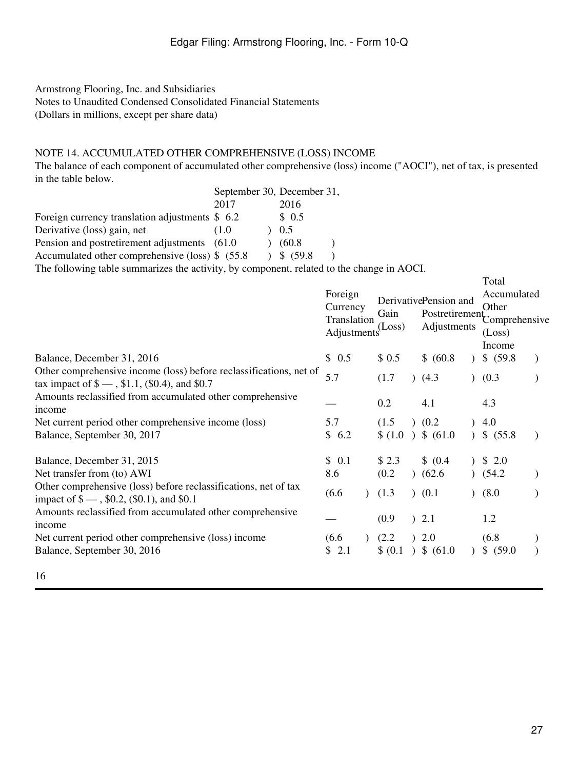Armstrong Flooring, Inc. and Subsidiaries
Notes to Unaudited Condensed Consolidated Financial Statements
(Dollars in millions, except per share data)

## NOTE 14. ACCUMULATED OTHER COMPREHENSIVE (LOSS) INCOME

The balance of each component of accumulated other comprehensive (loss) income ("AOCI"), net of tax, is presented in the table below.

| | September 30, 2017 | December 31, 2016 |
|---|---|---|
| Foreign currency translation adjustments | $ 6.2 | $ 0.5 |
| Derivative (loss) gain, net | (1.0) | 0.5 |
| Pension and postretirement adjustments | (61.0) | (60.8) |
| Accumulated other comprehensive (loss) | $ (55.8) | $ (59.8) |

The following table summarizes the activity, by component, related to the change in AOCI.

| | Foreign Currency Translation Adjustments | Derivative Gain (Loss) | Pension and Postretirement Adjustments | Total Accumulated Other Comprehensive (Loss) Income |
|---|---|---|---|---|
| Balance, December 31, 2016 | $ 0.5 | $ 0.5 | $ (60.8) | $ (59.8) |
| Other comprehensive income (loss) before reclassifications, net of tax impact of $ — , $1.1, ($0.4), and $0.7 | 5.7 | (1.7) | (4.3) | (0.3) |
| Amounts reclassified from accumulated other comprehensive income | — | 0.2 | 4.1 | 4.3 |
| Net current period other comprehensive income (loss) | 5.7 | (1.5) | (0.2) | 4.0 |
| Balance, September 30, 2017 | $ 6.2 | $ (1.0) | $ (61.0) | $ (55.8) |
| | | | | |
| Balance, December 31, 2015 | $ 0.1 | $ 2.3 | $ (0.4) | $ 2.0 |
| Net transfer from (to) AWI | 8.6 | (0.2) | (62.6) | (54.2) |
| Other comprehensive (loss) before reclassifications, net of tax impact of $ — , $0.2, ($0.1), and $0.1 | (6.6) | (1.3) | (0.1) | (8.0) |
| Amounts reclassified from accumulated other comprehensive income | — | (0.9) | 2.1 | 1.2 |
| Net current period other comprehensive (loss) income | (6.6) | (2.2) | 2.0 | (6.8) |
| Balance, September 30, 2016 | $ 2.1 | $ (0.1) | $ (61.0) | $ (59.0) |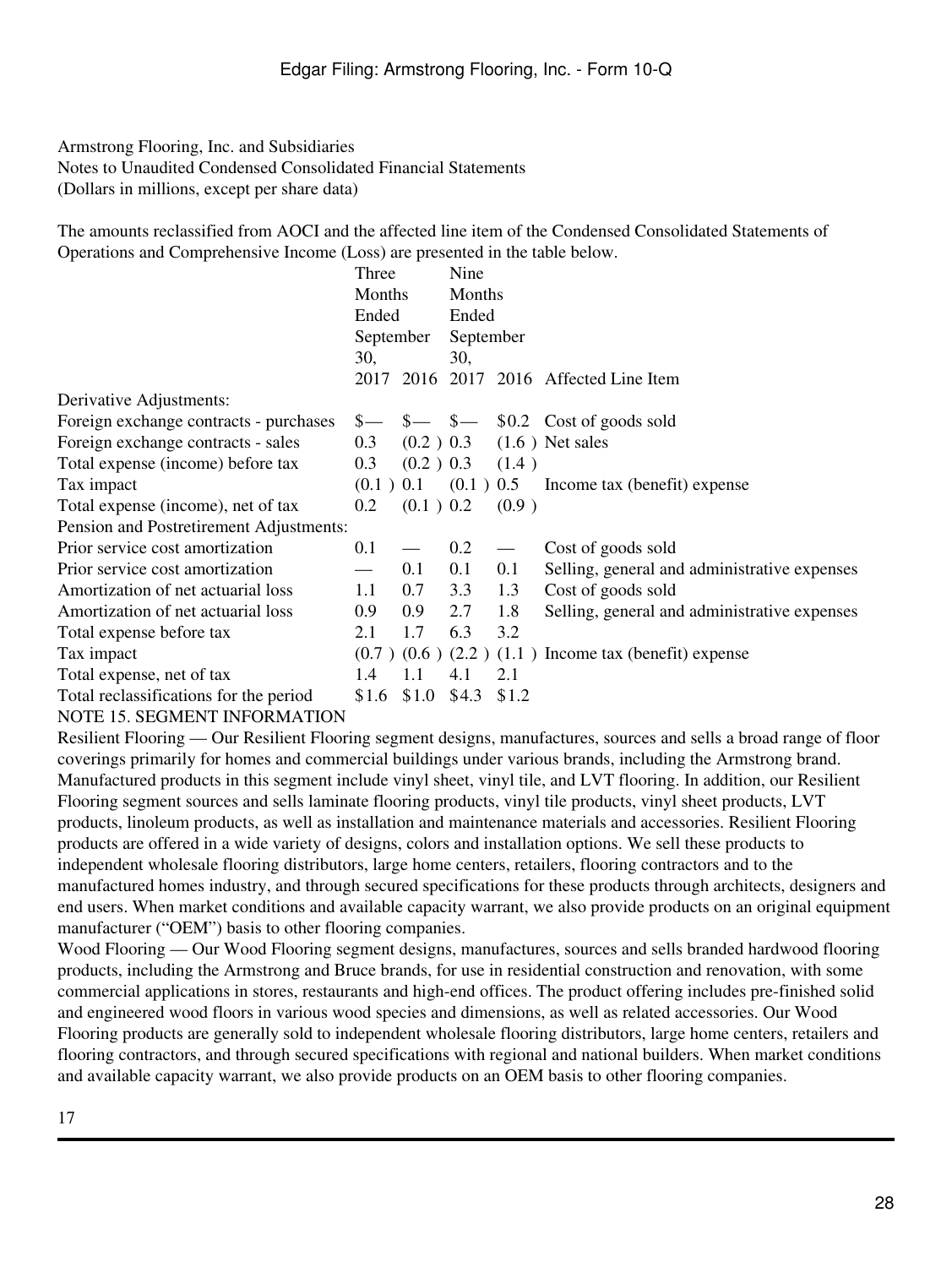Armstrong Flooring, Inc. and Subsidiaries
Notes to Unaudited Condensed Consolidated Financial Statements
(Dollars in millions, except per share data)

The amounts reclassified from AOCI and the affected line item of the Condensed Consolidated Statements of Operations and Comprehensive Income (Loss) are presented in the table below.

| | Three Months Ended September 30, | | Nine Months Ended September 30, | | |
|---|---|---|---|---|---|
| | 2017 | 2016 | 2017 | 2016 | Affected Line Item |
| Derivative Adjustments: | | | | | |
| Foreign exchange contracts - purchases | $— | $— | $— | $0.2 | Cost of goods sold |
| Foreign exchange contracts - sales | 0.3 | (0.2 ) | 0.3 | (1.6 ) | Net sales |
| Total expense (income) before tax | 0.3 | (0.2 ) | 0.3 | (1.4 ) | |
| Tax impact | (0.1 ) | 0.1 | (0.1 ) | 0.5 | Income tax (benefit) expense |
| Total expense (income), net of tax | 0.2 | (0.1 ) | 0.2 | (0.9 ) | |
| Pension and Postretirement Adjustments: | | | | | |
| Prior service cost amortization | 0.1 | — | 0.2 | — | Cost of goods sold |
| Prior service cost amortization | — | 0.1 | 0.1 | 0.1 | Selling, general and administrative expenses |
| Amortization of net actuarial loss | 1.1 | 0.7 | 3.3 | 1.3 | Cost of goods sold |
| Amortization of net actuarial loss | 0.9 | 0.9 | 2.7 | 1.8 | Selling, general and administrative expenses |
| Total expense before tax | 2.1 | 1.7 | 6.3 | 3.2 | |
| Tax impact | (0.7 ) | (0.6 ) | (2.2 ) | (1.1 ) | Income tax (benefit) expense |
| Total expense, net of tax | 1.4 | 1.1 | 4.1 | 2.1 | |
| Total reclassifications for the period | $1.6 | $1.0 | $4.3 | $1.2 | |

## NOTE 15. SEGMENT INFORMATION

Resilient Flooring — Our Resilient Flooring segment designs, manufactures, sources and sells a broad range of floor coverings primarily for homes and commercial buildings under various brands, including the Armstrong brand. Manufactured products in this segment include vinyl sheet, vinyl tile, and LVT flooring. In addition, our Resilient Flooring segment sources and sells laminate flooring products, vinyl tile products, vinyl sheet products, LVT products, linoleum products, as well as installation and maintenance materials and accessories. Resilient Flooring products are offered in a wide variety of designs, colors and installation options. We sell these products to independent wholesale flooring distributors, large home centers, retailers, flooring contractors and to the manufactured homes industry, and through secured specifications for these products through architects, designers and end users. When market conditions and available capacity warrant, we also provide products on an original equipment manufacturer ("OEM") basis to other flooring companies.

Wood Flooring — Our Wood Flooring segment designs, manufactures, sources and sells branded hardwood flooring products, including the Armstrong and Bruce brands, for use in residential construction and renovation, with some commercial applications in stores, restaurants and high-end offices. The product offering includes pre-finished solid and engineered wood floors in various wood species and dimensions, as well as related accessories. Our Wood Flooring products are generally sold to independent wholesale flooring distributors, large home centers, retailers and flooring contractors, and through secured specifications with regional and national builders. When market conditions and available capacity warrant, we also provide products on an OEM basis to other flooring companies.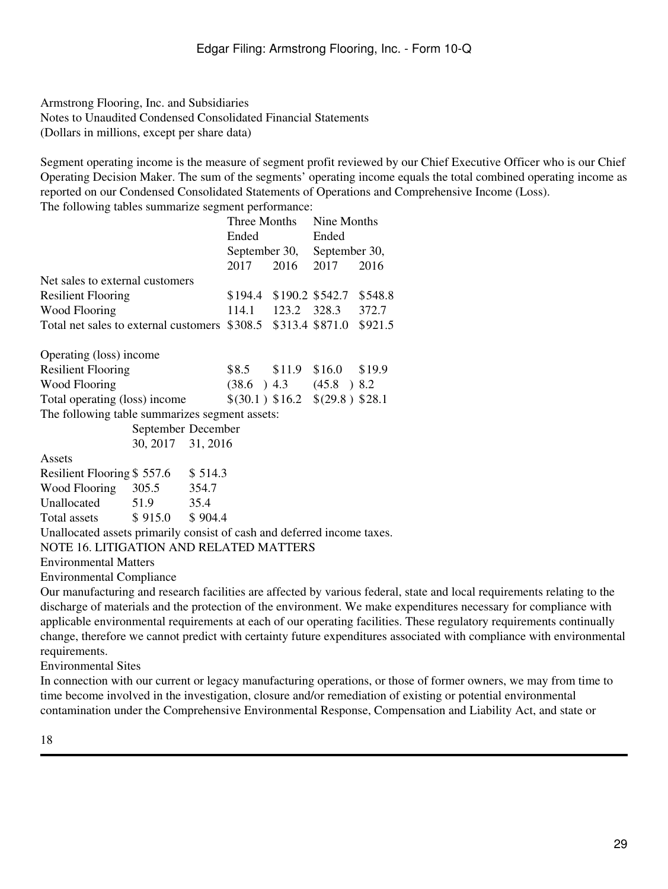Armstrong Flooring, Inc. and Subsidiaries
Notes to Unaudited Condensed Consolidated Financial Statements
(Dollars in millions, except per share data)

Segment operating income is the measure of segment profit reviewed by our Chief Executive Officer who is our Chief Operating Decision Maker. The sum of the segments' operating income equals the total combined operating income as reported on our Condensed Consolidated Statements of Operations and Comprehensive Income (Loss).

The following tables summarize segment performance:

| | Three Months Ended September 30, | | Nine Months Ended September 30, | |
|---|---|---|---|---|
| | 2017 | 2016 | 2017 | 2016 |
| Net sales to external customers | | | | |
| Resilient Flooring | $194.4 | $190.2 | $542.7 | $548.8 |
| Wood Flooring | 114.1 | 123.2 | 328.3 | 372.7 |
| Total net sales to external customers | $308.5 | $313.4 | $871.0 | $921.5 |
| | | | | |
| Operating (loss) income | | | | |
| Resilient Flooring | $8.5 | $11.9 | $16.0 | $19.9 |
| Wood Flooring | (38.6) | 4.3 | (45.8) | 8.2 |
| Total operating (loss) income | $(30.1) | $16.2 | $(29.8) | $28.1 |

The following table summarizes segment assets:

| | September 30, 2017 | December 31, 2016 |
|---|---|---|
| Assets | | |
| Resilient Flooring | $ 557.6 | $ 514.3 |
| Wood Flooring | 305.5 | 354.7 |
| Unallocated | 51.9 | 35.4 |
| Total assets | $ 915.0 | $ 904.4 |

Unallocated assets primarily consist of cash and deferred income taxes.

## NOTE 16. LITIGATION AND RELATED MATTERS

### Environmental Matters

#### Environmental Compliance

Our manufacturing and research facilities are affected by various federal, state and local requirements relating to the discharge of materials and the protection of the environment. We make expenditures necessary for compliance with applicable environmental requirements at each of our operating facilities. These regulatory requirements continually change, therefore we cannot predict with certainty future expenditures associated with compliance with environmental requirements.

#### Environmental Sites

In connection with our current or legacy manufacturing operations, or those of former owners, we may from time to time become involved in the investigation, closure and/or remediation of existing or potential environmental contamination under the Comprehensive Environmental Response, Compensation and Liability Act, and state or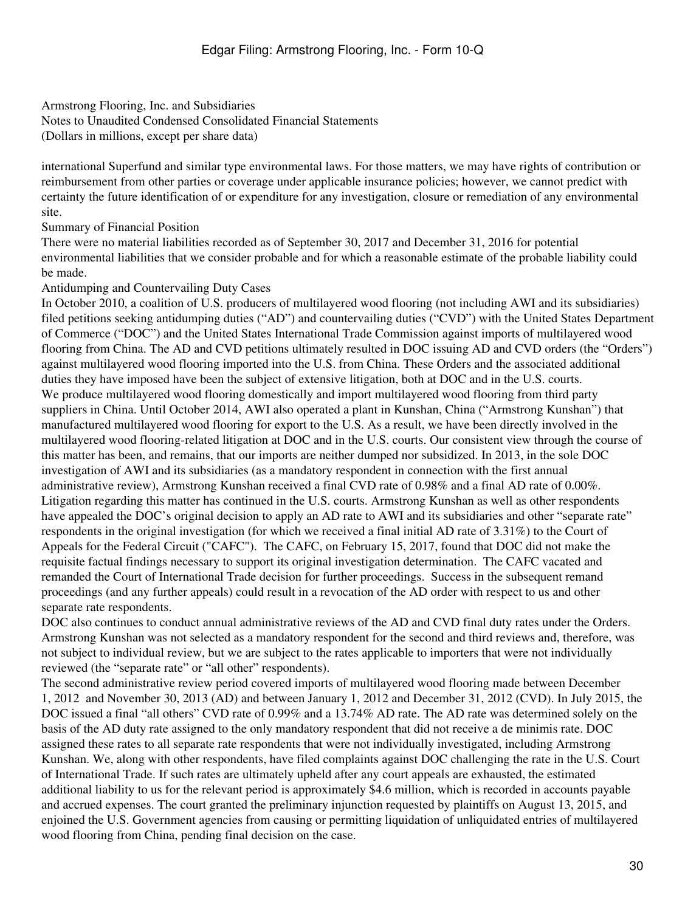Armstrong Flooring, Inc. and Subsidiaries
Notes to Unaudited Condensed Consolidated Financial Statements
(Dollars in millions, except per share data)

international Superfund and similar type environmental laws. For those matters, we may have rights of contribution or reimbursement from other parties or coverage under applicable insurance policies; however, we cannot predict with certainty the future identification of or expenditure for any investigation, closure or remediation of any environmental site.

Summary of Financial Position

There were no material liabilities recorded as of September 30, 2017 and December 31, 2016 for potential environmental liabilities that we consider probable and for which a reasonable estimate of the probable liability could be made.

Antidumping and Countervailing Duty Cases

In October 2010, a coalition of U.S. producers of multilayered wood flooring (not including AWI and its subsidiaries) filed petitions seeking antidumping duties ("AD") and countervailing duties ("CVD") with the United States Department of Commerce ("DOC") and the United States International Trade Commission against imports of multilayered wood flooring from China. The AD and CVD petitions ultimately resulted in DOC issuing AD and CVD orders (the "Orders") against multilayered wood flooring imported into the U.S. from China. These Orders and the associated additional duties they have imposed have been the subject of extensive litigation, both at DOC and in the U.S. courts.

We produce multilayered wood flooring domestically and import multilayered wood flooring from third party suppliers in China. Until October 2014, AWI also operated a plant in Kunshan, China ("Armstrong Kunshan") that manufactured multilayered wood flooring for export to the U.S. As a result, we have been directly involved in the multilayered wood flooring-related litigation at DOC and in the U.S. courts. Our consistent view through the course of this matter has been, and remains, that our imports are neither dumped nor subsidized. In 2013, in the sole DOC investigation of AWI and its subsidiaries (as a mandatory respondent in connection with the first annual administrative review), Armstrong Kunshan received a final CVD rate of 0.98% and a final AD rate of 0.00%. Litigation regarding this matter has continued in the U.S. courts. Armstrong Kunshan as well as other respondents have appealed the DOC's original decision to apply an AD rate to AWI and its subsidiaries and other "separate rate" respondents in the original investigation (for which we received a final initial AD rate of 3.31%) to the Court of Appeals for the Federal Circuit ("CAFC"). The CAFC, on February 15, 2017, found that DOC did not make the requisite factual findings necessary to support its original investigation determination. The CAFC vacated and remanded the Court of International Trade decision for further proceedings. Success in the subsequent remand proceedings (and any further appeals) could result in a revocation of the AD order with respect to us and other separate rate respondents.

DOC also continues to conduct annual administrative reviews of the AD and CVD final duty rates under the Orders. Armstrong Kunshan was not selected as a mandatory respondent for the second and third reviews and, therefore, was not subject to individual review, but we are subject to the rates applicable to importers that were not individually reviewed (the "separate rate" or "all other" respondents).

The second administrative review period covered imports of multilayered wood flooring made between December 1, 2012 and November 30, 2013 (AD) and between January 1, 2012 and December 31, 2012 (CVD). In July 2015, the DOC issued a final "all others" CVD rate of 0.99% and a 13.74% AD rate. The AD rate was determined solely on the basis of the AD duty rate assigned to the only mandatory respondent that did not receive a de minimis rate. DOC assigned these rates to all separate rate respondents that were not individually investigated, including Armstrong Kunshan. We, along with other respondents, have filed complaints against DOC challenging the rate in the U.S. Court of International Trade. If such rates are ultimately upheld after any court appeals are exhausted, the estimated additional liability to us for the relevant period is approximately $4.6 million, which is recorded in accounts payable and accrued expenses. The court granted the preliminary injunction requested by plaintiffs on August 13, 2015, and enjoined the U.S. Government agencies from causing or permitting liquidation of unliquidated entries of multilayered wood flooring from China, pending final decision on the case.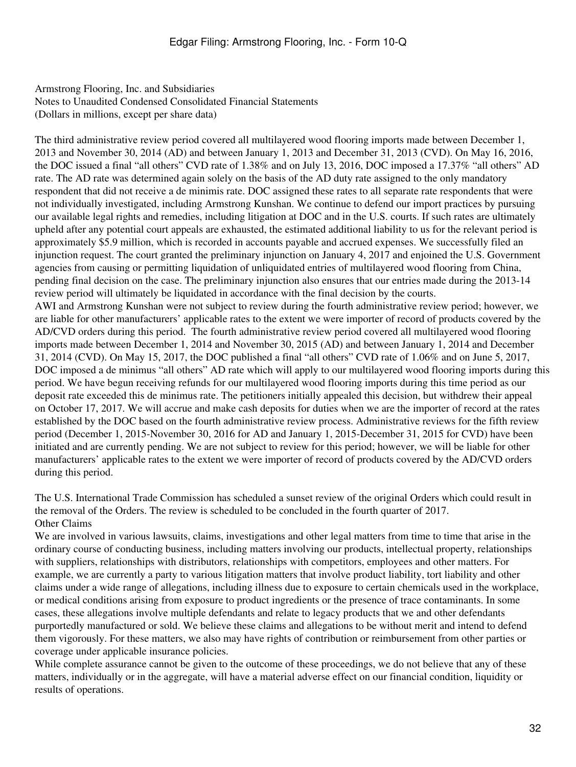Armstrong Flooring, Inc. and Subsidiaries
Notes to Unaudited Condensed Consolidated Financial Statements
(Dollars in millions, except per share data)

The third administrative review period covered all multilayered wood flooring imports made between December 1, 2013 and November 30, 2014 (AD) and between January 1, 2013 and December 31, 2013 (CVD). On May 16, 2016, the DOC issued a final "all others" CVD rate of 1.38% and on July 13, 2016, DOC imposed a 17.37% "all others" AD rate. The AD rate was determined again solely on the basis of the AD duty rate assigned to the only mandatory respondent that did not receive a de minimis rate. DOC assigned these rates to all separate rate respondents that were not individually investigated, including Armstrong Kunshan. We continue to defend our import practices by pursuing our available legal rights and remedies, including litigation at DOC and in the U.S. courts. If such rates are ultimately upheld after any potential court appeals are exhausted, the estimated additional liability to us for the relevant period is approximately $5.9 million, which is recorded in accounts payable and accrued expenses. We successfully filed an injunction request. The court granted the preliminary injunction on January 4, 2017 and enjoined the U.S. Government agencies from causing or permitting liquidation of unliquidated entries of multilayered wood flooring from China, pending final decision on the case. The preliminary injunction also ensures that our entries made during the 2013-14 review period will ultimately be liquidated in accordance with the final decision by the courts.

AWI and Armstrong Kunshan were not subject to review during the fourth administrative review period; however, we are liable for other manufacturers' applicable rates to the extent we were importer of record of products covered by the AD/CVD orders during this period. The fourth administrative review period covered all multilayered wood flooring imports made between December 1, 2014 and November 30, 2015 (AD) and between January 1, 2014 and December 31, 2014 (CVD). On May 15, 2017, the DOC published a final "all others" CVD rate of 1.06% and on June 5, 2017, DOC imposed a de minimus "all others" AD rate which will apply to our multilayered wood flooring imports during this period. We have begun receiving refunds for our multilayered wood flooring imports during this time period as our deposit rate exceeded this de minimus rate. The petitioners initially appealed this decision, but withdrew their appeal on October 17, 2017. We will accrue and make cash deposits for duties when we are the importer of record at the rates established by the DOC based on the fourth administrative review process. Administrative reviews for the fifth review period (December 1, 2015-November 30, 2016 for AD and January 1, 2015-December 31, 2015 for CVD) have been initiated and are currently pending. We are not subject to review for this period; however, we will be liable for other manufacturers' applicable rates to the extent we were importer of record of products covered by the AD/CVD orders during this period.

The U.S. International Trade Commission has scheduled a sunset review of the original Orders which could result in the removal of the Orders. The review is scheduled to be concluded in the fourth quarter of 2017.

Other Claims

We are involved in various lawsuits, claims, investigations and other legal matters from time to time that arise in the ordinary course of conducting business, including matters involving our products, intellectual property, relationships with suppliers, relationships with distributors, relationships with competitors, employees and other matters. For example, we are currently a party to various litigation matters that involve product liability, tort liability and other claims under a wide range of allegations, including illness due to exposure to certain chemicals used in the workplace, or medical conditions arising from exposure to product ingredients or the presence of trace contaminants. In some cases, these allegations involve multiple defendants and relate to legacy products that we and other defendants purportedly manufactured or sold. We believe these claims and allegations to be without merit and intend to defend them vigorously. For these matters, we also may have rights of contribution or reimbursement from other parties or coverage under applicable insurance policies.

While complete assurance cannot be given to the outcome of these proceedings, we do not believe that any of these matters, individually or in the aggregate, will have a material adverse effect on our financial condition, liquidity or results of operations.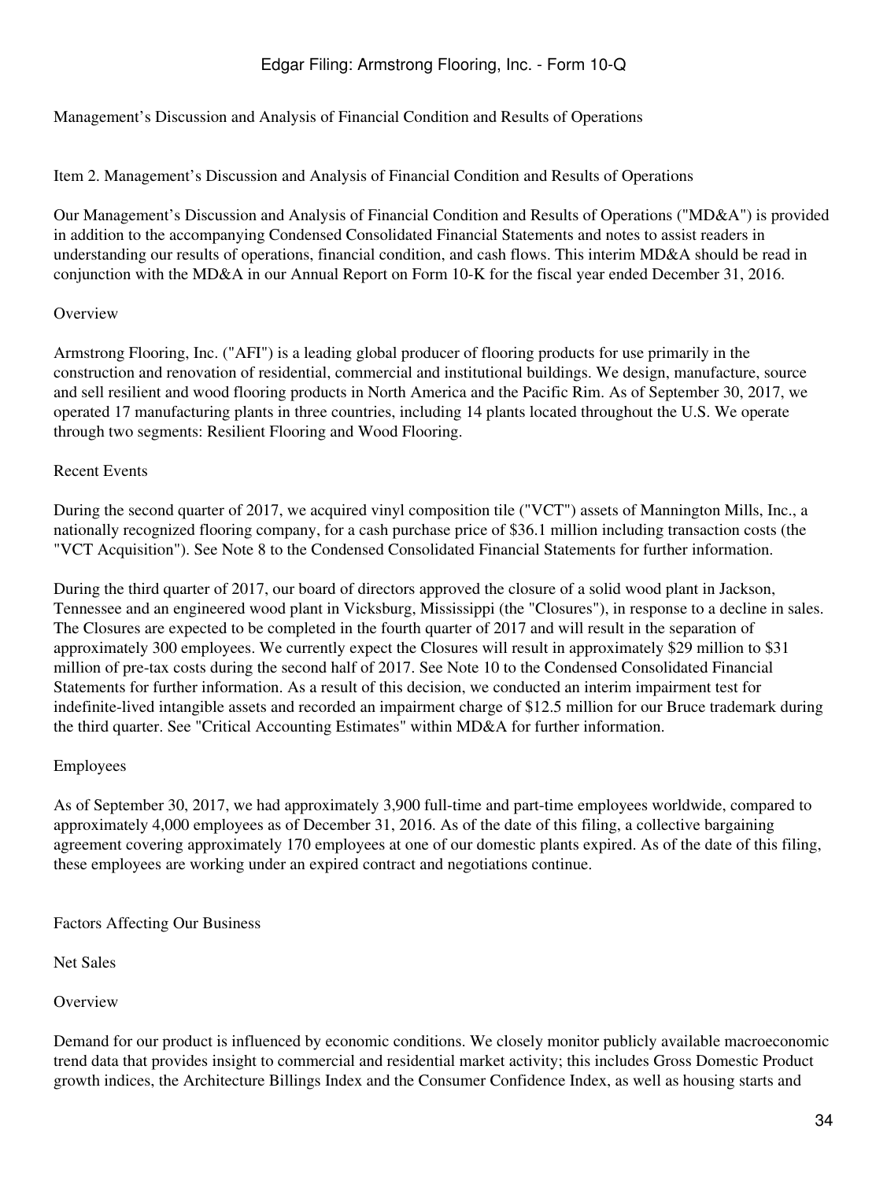Management's Discussion and Analysis of Financial Condition and Results of Operations

## Item 2. Management's Discussion and Analysis of Financial Condition and Results of Operations

Our Management's Discussion and Analysis of Financial Condition and Results of Operations ("MD&A") is provided in addition to the accompanying Condensed Consolidated Financial Statements and notes to assist readers in understanding our results of operations, financial condition, and cash flows. This interim MD&A should be read in conjunction with the MD&A in our Annual Report on Form 10-K for the fiscal year ended December 31, 2016.

### Overview

Armstrong Flooring, Inc. ("AFI") is a leading global producer of flooring products for use primarily in the construction and renovation of residential, commercial and institutional buildings. We design, manufacture, source and sell resilient and wood flooring products in North America and the Pacific Rim. As of September 30, 2017, we operated 17 manufacturing plants in three countries, including 14 plants located throughout the U.S. We operate through two segments: Resilient Flooring and Wood Flooring.

### Recent Events

During the second quarter of 2017, we acquired vinyl composition tile ("VCT") assets of Mannington Mills, Inc., a nationally recognized flooring company, for a cash purchase price of $36.1 million including transaction costs (the "VCT Acquisition"). See Note 8 to the Condensed Consolidated Financial Statements for further information.

During the third quarter of 2017, our board of directors approved the closure of a solid wood plant in Jackson, Tennessee and an engineered wood plant in Vicksburg, Mississippi (the "Closures"), in response to a decline in sales. The Closures are expected to be completed in the fourth quarter of 2017 and will result in the separation of approximately 300 employees. We currently expect the Closures will result in approximately $29 million to $31 million of pre-tax costs during the second half of 2017. See Note 10 to the Condensed Consolidated Financial Statements for further information. As a result of this decision, we conducted an interim impairment test for indefinite-lived intangible assets and recorded an impairment charge of $12.5 million for our Bruce trademark during the third quarter. See "Critical Accounting Estimates" within MD&A for further information.

### Employees

As of September 30, 2017, we had approximately 3,900 full-time and part-time employees worldwide, compared to approximately 4,000 employees as of December 31, 2016. As of the date of this filing, a collective bargaining agreement covering approximately 170 employees at one of our domestic plants expired. As of the date of this filing, these employees are working under an expired contract and negotiations continue.

### Factors Affecting Our Business

#### Net Sales

##### Overview

Demand for our product is influenced by economic conditions. We closely monitor publicly available macroeconomic trend data that provides insight to commercial and residential market activity; this includes Gross Domestic Product growth indices, the Architecture Billings Index and the Consumer Confidence Index, as well as housing starts and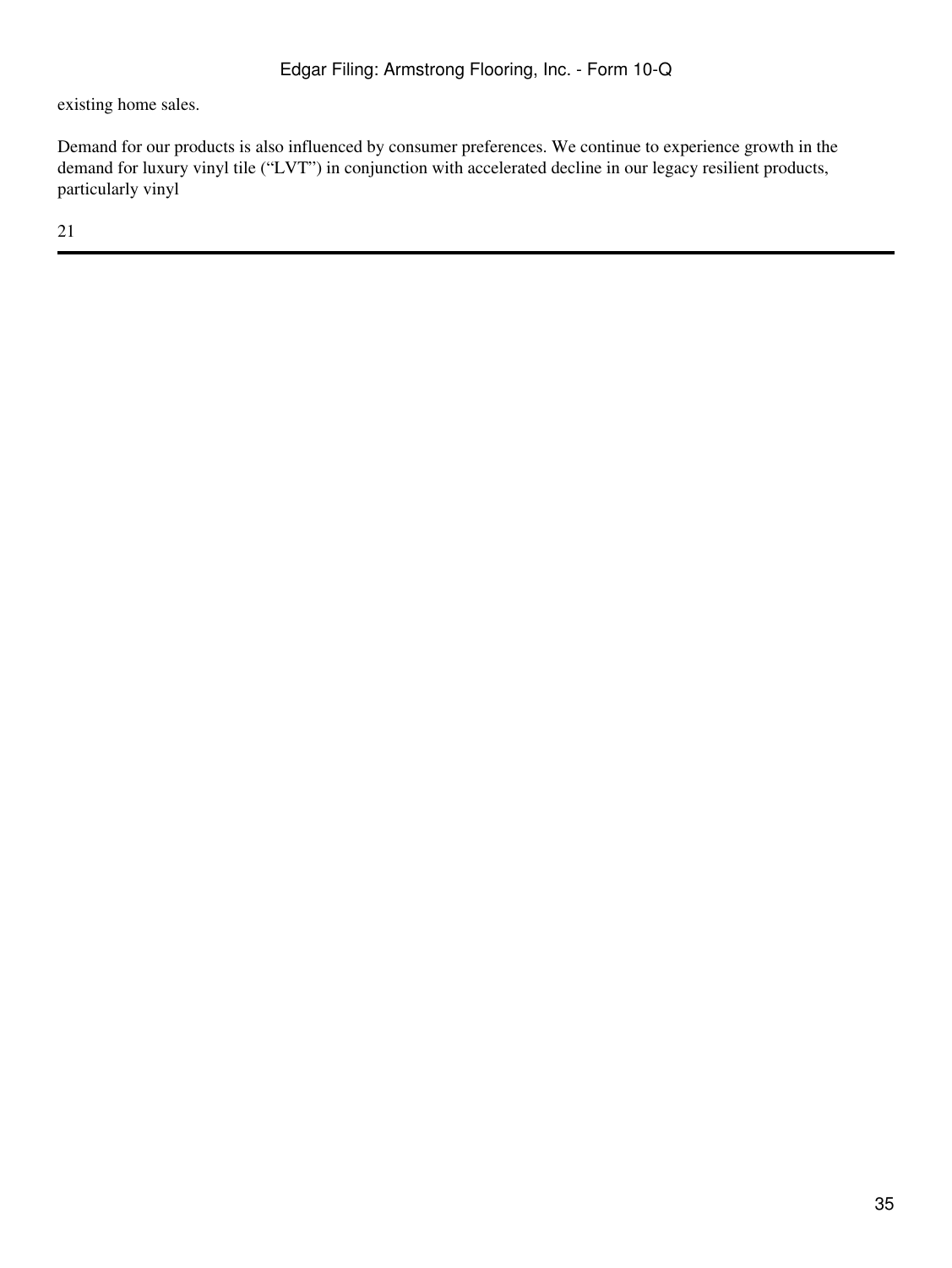existing home sales.

Demand for our products is also influenced by consumer preferences. We continue to experience growth in the demand for luxury vinyl tile (“LVT”) in conjunction with accelerated decline in our legacy resilient products, particularly vinyl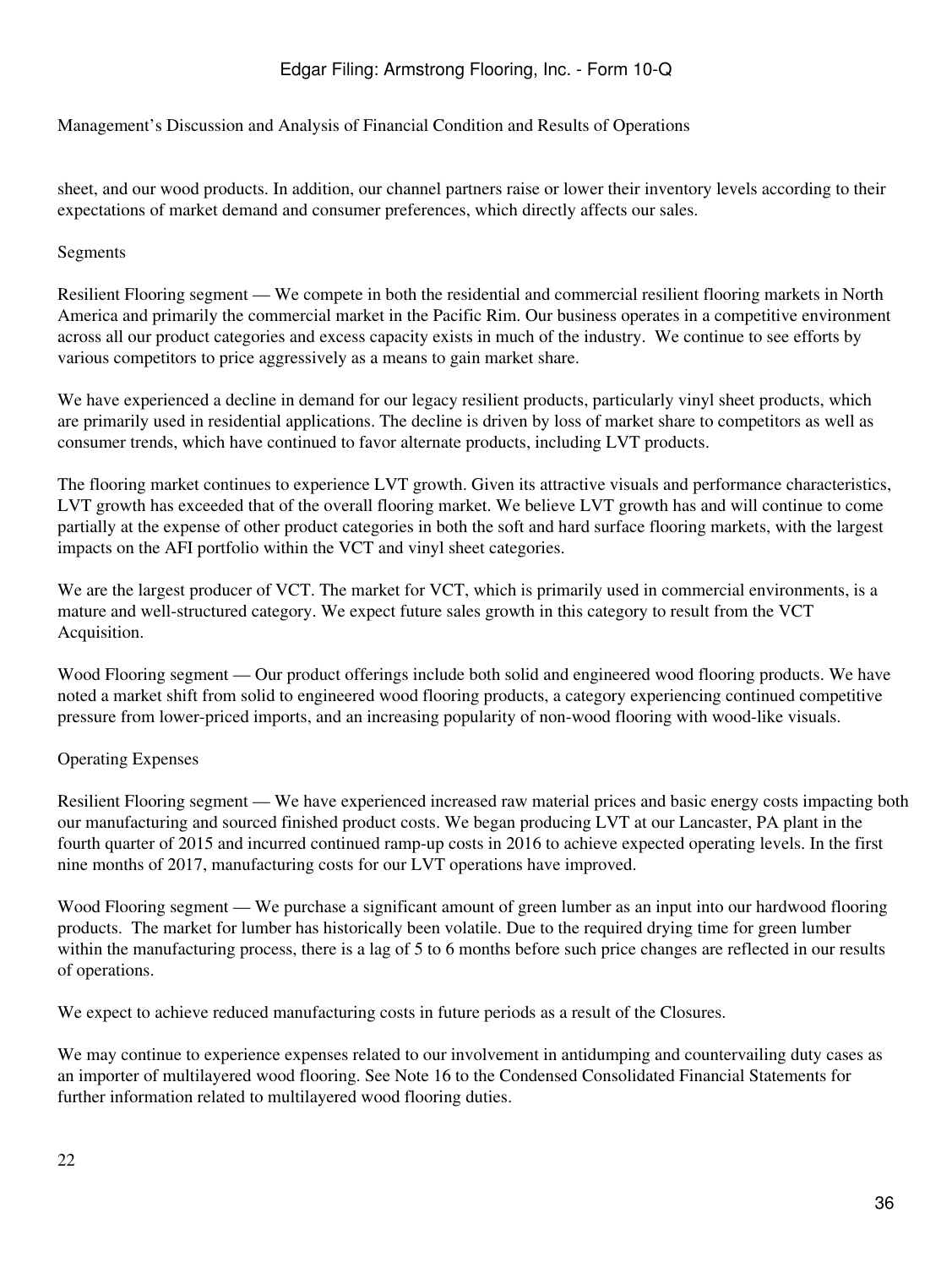Management's Discussion and Analysis of Financial Condition and Results of Operations

sheet, and our wood products. In addition, our channel partners raise or lower their inventory levels according to their expectations of market demand and consumer preferences, which directly affects our sales.

Segments

Resilient Flooring segment — We compete in both the residential and commercial resilient flooring markets in North America and primarily the commercial market in the Pacific Rim. Our business operates in a competitive environment across all our product categories and excess capacity exists in much of the industry. We continue to see efforts by various competitors to price aggressively as a means to gain market share.

We have experienced a decline in demand for our legacy resilient products, particularly vinyl sheet products, which are primarily used in residential applications. The decline is driven by loss of market share to competitors as well as consumer trends, which have continued to favor alternate products, including LVT products.

The flooring market continues to experience LVT growth. Given its attractive visuals and performance characteristics, LVT growth has exceeded that of the overall flooring market. We believe LVT growth has and will continue to come partially at the expense of other product categories in both the soft and hard surface flooring markets, with the largest impacts on the AFI portfolio within the VCT and vinyl sheet categories.

We are the largest producer of VCT. The market for VCT, which is primarily used in commercial environments, is a mature and well-structured category. We expect future sales growth in this category to result from the VCT Acquisition.

Wood Flooring segment — Our product offerings include both solid and engineered wood flooring products. We have noted a market shift from solid to engineered wood flooring products, a category experiencing continued competitive pressure from lower-priced imports, and an increasing popularity of non-wood flooring with wood-like visuals.

Operating Expenses

Resilient Flooring segment — We have experienced increased raw material prices and basic energy costs impacting both our manufacturing and sourced finished product costs. We began producing LVT at our Lancaster, PA plant in the fourth quarter of 2015 and incurred continued ramp-up costs in 2016 to achieve expected operating levels. In the first nine months of 2017, manufacturing costs for our LVT operations have improved.

Wood Flooring segment — We purchase a significant amount of green lumber as an input into our hardwood flooring products. The market for lumber has historically been volatile. Due to the required drying time for green lumber within the manufacturing process, there is a lag of 5 to 6 months before such price changes are reflected in our results of operations.

We expect to achieve reduced manufacturing costs in future periods as a result of the Closures.

We may continue to experience expenses related to our involvement in antidumping and countervailing duty cases as an importer of multilayered wood flooring. See Note 16 to the Condensed Consolidated Financial Statements for further information related to multilayered wood flooring duties.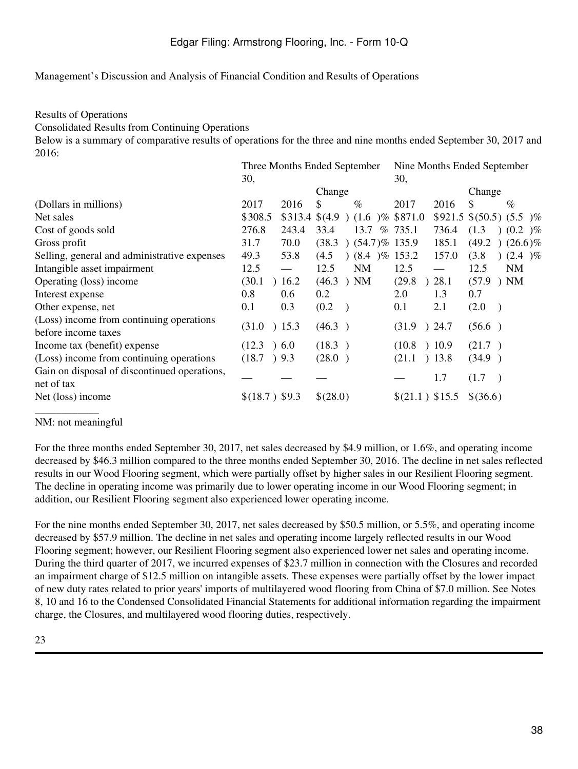Management's Discussion and Analysis of Financial Condition and Results of Operations

Results of Operations

Consolidated Results from Continuing Operations

Below is a summary of comparative results of operations for the three and nine months ended September 30, 2017 and 2016:

| | Three Months Ended September 30, | | | | Nine Months Ended September 30, | | | |
|---|---|---|---|---|---|---|---|---|
| | | | Change | | | | Change | |
| (Dollars in millions) | 2017 | 2016 | $ | % | 2017 | 2016 | $ | % |
| Net sales | $308.5 | $313.4 | $(4.9) | (1.6)% | $871.0 | $921.5 | $(50.5) | (5.5)% |
| Cost of goods sold | 276.8 | 243.4 | 33.4 | 13.7 % | 735.1 | 736.4 | (1.3) | (0.2)% |
| Gross profit | 31.7 | 70.0 | (38.3) | (54.7)% | 135.9 | 185.1 | (49.2) | (26.6)% |
| Selling, general and administrative expenses | 49.3 | 53.8 | (4.5) | (8.4)% | 153.2 | 157.0 | (3.8) | (2.4)% |
| Intangible asset impairment | 12.5 | — | 12.5 | NM | 12.5 | — | 12.5 | NM |
| Operating (loss) income | (30.1) | 16.2 | (46.3) | NM | (29.8) | 28.1 | (57.9) | NM |
| Interest expense | 0.8 | 0.6 | 0.2 | | 2.0 | 1.3 | 0.7 | |
| Other expense, net | 0.1 | 0.3 | (0.2) | | 0.1 | 2.1 | (2.0) | |
| (Loss) income from continuing operations before income taxes | (31.0) | 15.3 | (46.3) | | (31.9) | 24.7 | (56.6) | |
| Income tax (benefit) expense | (12.3) | 6.0 | (18.3) | | (10.8) | 10.9 | (21.7) | |
| (Loss) income from continuing operations | (18.7) | 9.3 | (28.0) | | (21.1) | 13.8 | (34.9) | |
| Gain on disposal of discontinued operations, net of tax | — | — | — | | — | 1.7 | (1.7) | |
| Net (loss) income | $(18.7) | $9.3 | $(28.0) | | $(21.1) | $15.5 | $(36.6) | |

NM: not meaningful

For the three months ended September 30, 2017, net sales decreased by $4.9 million, or 1.6%, and operating income decreased by $46.3 million compared to the three months ended September 30, 2016. The decline in net sales reflected results in our Wood Flooring segment, which were partially offset by higher sales in our Resilient Flooring segment. The decline in operating income was primarily due to lower operating income in our Wood Flooring segment; in addition, our Resilient Flooring segment also experienced lower operating income.

For the nine months ended September 30, 2017, net sales decreased by $50.5 million, or 5.5%, and operating income decreased by $57.9 million. The decline in net sales and operating income largely reflected results in our Wood Flooring segment; however, our Resilient Flooring segment also experienced lower net sales and operating income. During the third quarter of 2017, we incurred expenses of $23.7 million in connection with the Closures and recorded an impairment charge of $12.5 million on intangible assets. These expenses were partially offset by the lower impact of new duty rates related to prior years' imports of multilayered wood flooring from China of $7.0 million. See Notes 8, 10 and 16 to the Condensed Consolidated Financial Statements for additional information regarding the impairment charge, the Closures, and multilayered wood flooring duties, respectively.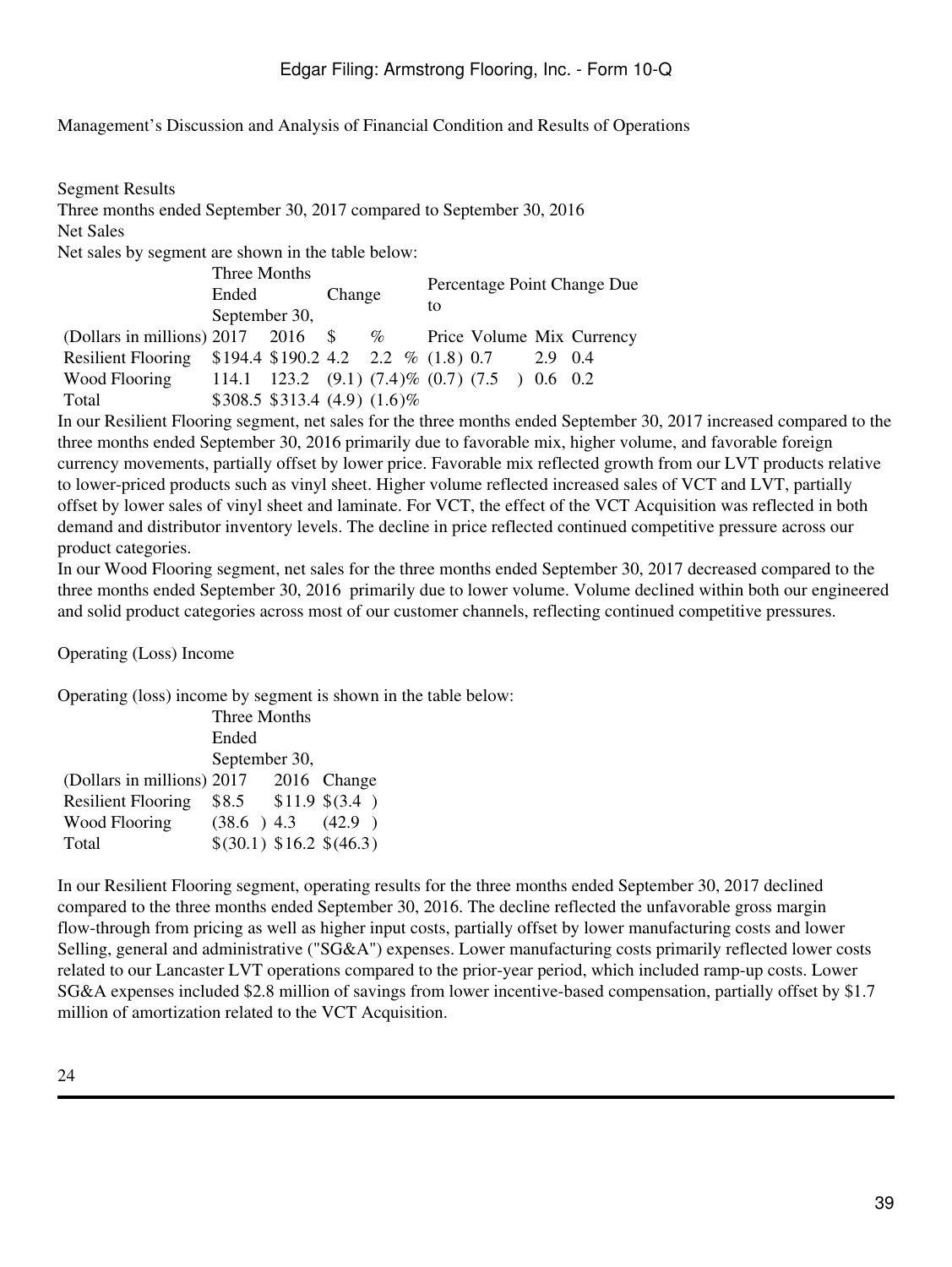Management's Discussion and Analysis of Financial Condition and Results of Operations

Segment Results

Three months ended September 30, 2017 compared to September 30, 2016

Net Sales

Net sales by segment are shown in the table below:

| | Three Months Ended September 30, | | Change | | Percentage Point Change Due to | | | |
|---|---|---|---|---|---|---|---|---|
| (Dollars in millions) | 2017 | 2016 | $ | % | Price | Volume | Mix | Currency |
| Resilient Flooring | $194.4 | $190.2 | 4.2 | 2.2 % | (1.8) | 0.7 | 2.9 | 0.4 |
| Wood Flooring | 114.1 | 123.2 | (9.1) | (7.4)% | (0.7) | (7.5) | 0.6 | 0.2 |
| Total | $308.5 | $313.4 | (4.9) | (1.6)% | | | | |

In our Resilient Flooring segment, net sales for the three months ended September 30, 2017 increased compared to the three months ended September 30, 2016 primarily due to favorable mix, higher volume, and favorable foreign currency movements, partially offset by lower price. Favorable mix reflected growth from our LVT products relative to lower-priced products such as vinyl sheet. Higher volume reflected increased sales of VCT and LVT, partially offset by lower sales of vinyl sheet and laminate. For VCT, the effect of the VCT Acquisition was reflected in both demand and distributor inventory levels. The decline in price reflected continued competitive pressure across our product categories.

In our Wood Flooring segment, net sales for the three months ended September 30, 2017 decreased compared to the three months ended September 30, 2016 primarily due to lower volume. Volume declined within both our engineered and solid product categories across most of our customer channels, reflecting continued competitive pressures.

Operating (Loss) Income

Operating (loss) income by segment is shown in the table below:

| | Three Months Ended September 30, | | |
|---|---|---|---|
| (Dollars in millions) | 2017 | 2016 | Change |
| Resilient Flooring | $8.5 | $11.9 | $(3.4) |
| Wood Flooring | (38.6) | 4.3 | (42.9) |
| Total | $(30.1) | $16.2 | $(46.3) |

In our Resilient Flooring segment, operating results for the three months ended September 30, 2017 declined compared to the three months ended September 30, 2016. The decline reflected the unfavorable gross margin flow-through from pricing as well as higher input costs, partially offset by lower manufacturing costs and lower Selling, general and administrative ("SG&A") expenses. Lower manufacturing costs primarily reflected lower costs related to our Lancaster LVT operations compared to the prior-year period, which included ramp-up costs. Lower SG&A expenses included $2.8 million of savings from lower incentive-based compensation, partially offset by $1.7 million of amortization related to the VCT Acquisition.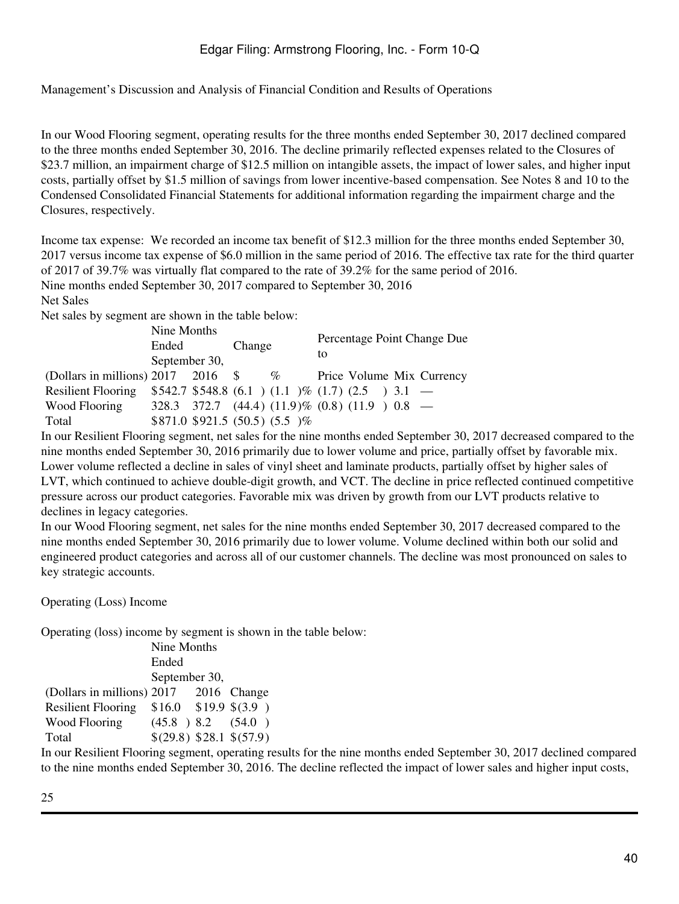Management's Discussion and Analysis of Financial Condition and Results of Operations

In our Wood Flooring segment, operating results for the three months ended September 30, 2017 declined compared to the three months ended September 30, 2016. The decline primarily reflected expenses related to the Closures of $23.7 million, an impairment charge of $12.5 million on intangible assets, the impact of lower sales, and higher input costs, partially offset by $1.5 million of savings from lower incentive-based compensation. See Notes 8 and 10 to the Condensed Consolidated Financial Statements for additional information regarding the impairment charge and the Closures, respectively.

Income tax expense: We recorded an income tax benefit of $12.3 million for the three months ended September 30, 2017 versus income tax expense of $6.0 million in the same period of 2016. The effective tax rate for the third quarter of 2017 of 39.7% was virtually flat compared to the rate of 39.2% for the same period of 2016.

Nine months ended September 30, 2017 compared to September 30, 2016

Net Sales

Net sales by segment are shown in the table below:

| | Nine Months Ended September 30, | | Change | | Percentage Point Change Due to | | | |
|---|---|---|---|---|---|---|---|---|
| (Dollars in millions) | 2017 | 2016 | $ | % | Price | Volume | Mix | Currency |
| Resilient Flooring | $542.7 | $548.8 | (6.1) | (1.1)% | (1.7) | (2.5) | 3.1 | — |
| Wood Flooring | 328.3 | 372.7 | (44.4) | (11.9)% | (0.8) | (11.9) | 0.8 | — |
| Total | $871.0 | $921.5 | (50.5) | (5.5)% | | | | |

In our Resilient Flooring segment, net sales for the nine months ended September 30, 2017 decreased compared to the nine months ended September 30, 2016 primarily due to lower volume and price, partially offset by favorable mix. Lower volume reflected a decline in sales of vinyl sheet and laminate products, partially offset by higher sales of LVT, which continued to achieve double-digit growth, and VCT. The decline in price reflected continued competitive pressure across our product categories. Favorable mix was driven by growth from our LVT products relative to declines in legacy categories.

In our Wood Flooring segment, net sales for the nine months ended September 30, 2017 decreased compared to the nine months ended September 30, 2016 primarily due to lower volume. Volume declined within both our solid and engineered product categories and across all of our customer channels. The decline was most pronounced on sales to key strategic accounts.

Operating (Loss) Income

Operating (loss) income by segment is shown in the table below:

| | Nine Months Ended September 30, | | |
|---|---|---|---|
| (Dollars in millions) | 2017 | 2016 | Change |
| Resilient Flooring | $16.0 | $19.9 | $(3.9) |
| Wood Flooring | (45.8) | 8.2 | (54.0) |
| Total | $(29.8) | $28.1 | $(57.9) |

In our Resilient Flooring segment, operating results for the nine months ended September 30, 2017 declined compared to the nine months ended September 30, 2016. The decline reflected the impact of lower sales and higher input costs,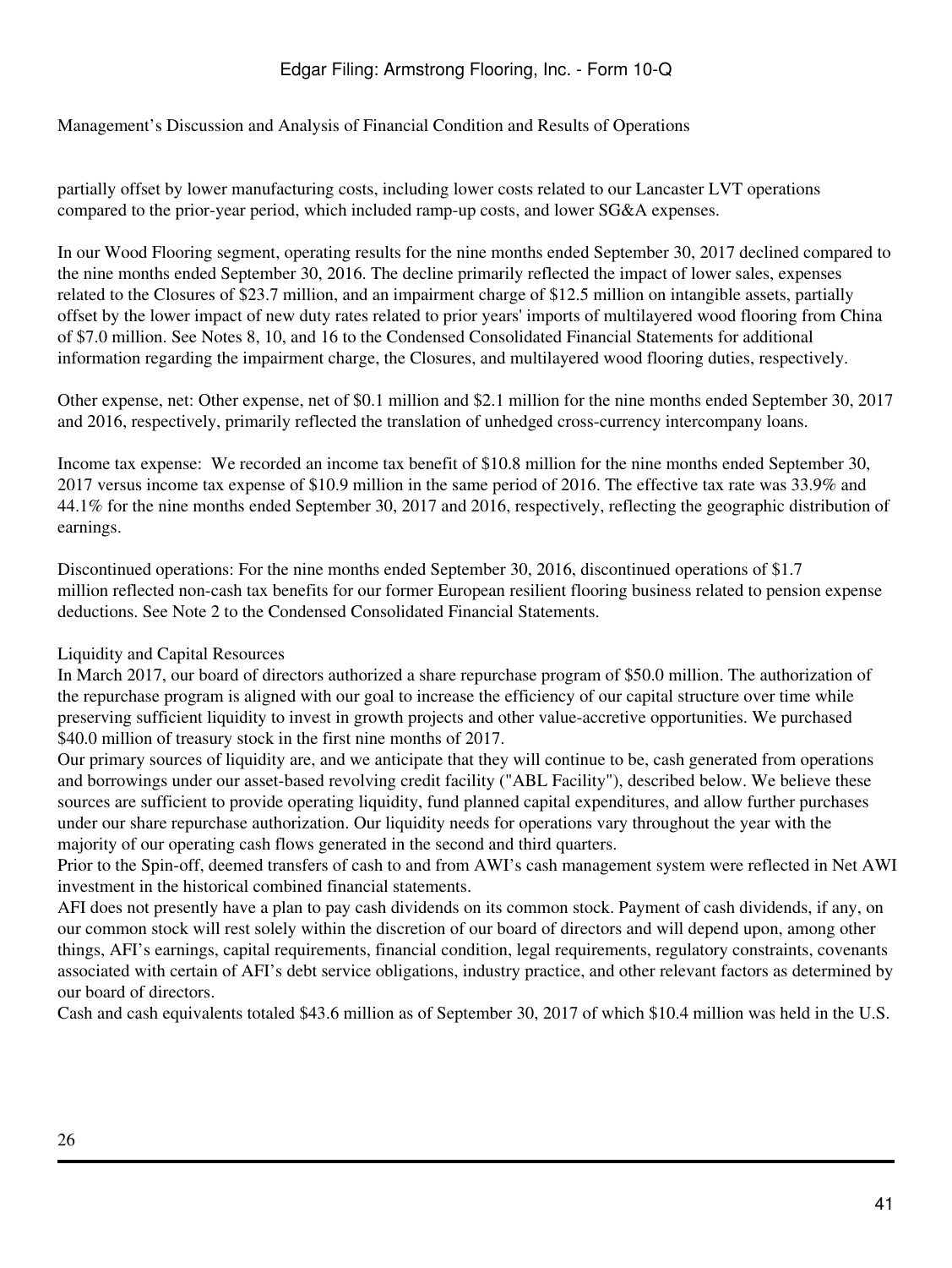Management's Discussion and Analysis of Financial Condition and Results of Operations

partially offset by lower manufacturing costs, including lower costs related to our Lancaster LVT operations compared to the prior-year period, which included ramp-up costs, and lower SG&A expenses.

In our Wood Flooring segment, operating results for the nine months ended September 30, 2017 declined compared to the nine months ended September 30, 2016. The decline primarily reflected the impact of lower sales, expenses related to the Closures of $23.7 million, and an impairment charge of $12.5 million on intangible assets, partially offset by the lower impact of new duty rates related to prior years' imports of multilayered wood flooring from China of $7.0 million. See Notes 8, 10, and 16 to the Condensed Consolidated Financial Statements for additional information regarding the impairment charge, the Closures, and multilayered wood flooring duties, respectively.

Other expense, net: Other expense, net of $0.1 million and $2.1 million for the nine months ended September 30, 2017 and 2016, respectively, primarily reflected the translation of unhedged cross-currency intercompany loans.

Income tax expense: We recorded an income tax benefit of $10.8 million for the nine months ended September 30, 2017 versus income tax expense of $10.9 million in the same period of 2016. The effective tax rate was 33.9% and 44.1% for the nine months ended September 30, 2017 and 2016, respectively, reflecting the geographic distribution of earnings.

Discontinued operations: For the nine months ended September 30, 2016, discontinued operations of $1.7 million reflected non-cash tax benefits for our former European resilient flooring business related to pension expense deductions. See Note 2 to the Condensed Consolidated Financial Statements.

## Liquidity and Capital Resources

In March 2017, our board of directors authorized a share repurchase program of $50.0 million. The authorization of the repurchase program is aligned with our goal to increase the efficiency of our capital structure over time while preserving sufficient liquidity to invest in growth projects and other value-accretive opportunities. We purchased $40.0 million of treasury stock in the first nine months of 2017.

Our primary sources of liquidity are, and we anticipate that they will continue to be, cash generated from operations and borrowings under our asset-based revolving credit facility ("ABL Facility"), described below. We believe these sources are sufficient to provide operating liquidity, fund planned capital expenditures, and allow further purchases under our share repurchase authorization. Our liquidity needs for operations vary throughout the year with the majority of our operating cash flows generated in the second and third quarters.

Prior to the Spin-off, deemed transfers of cash to and from AWI's cash management system were reflected in Net AWI investment in the historical combined financial statements.

AFI does not presently have a plan to pay cash dividends on its common stock. Payment of cash dividends, if any, on our common stock will rest solely within the discretion of our board of directors and will depend upon, among other things, AFI's earnings, capital requirements, financial condition, legal requirements, regulatory constraints, covenants associated with certain of AFI's debt service obligations, industry practice, and other relevant factors as determined by our board of directors.

Cash and cash equivalents totaled $43.6 million as of September 30, 2017 of which $10.4 million was held in the U.S.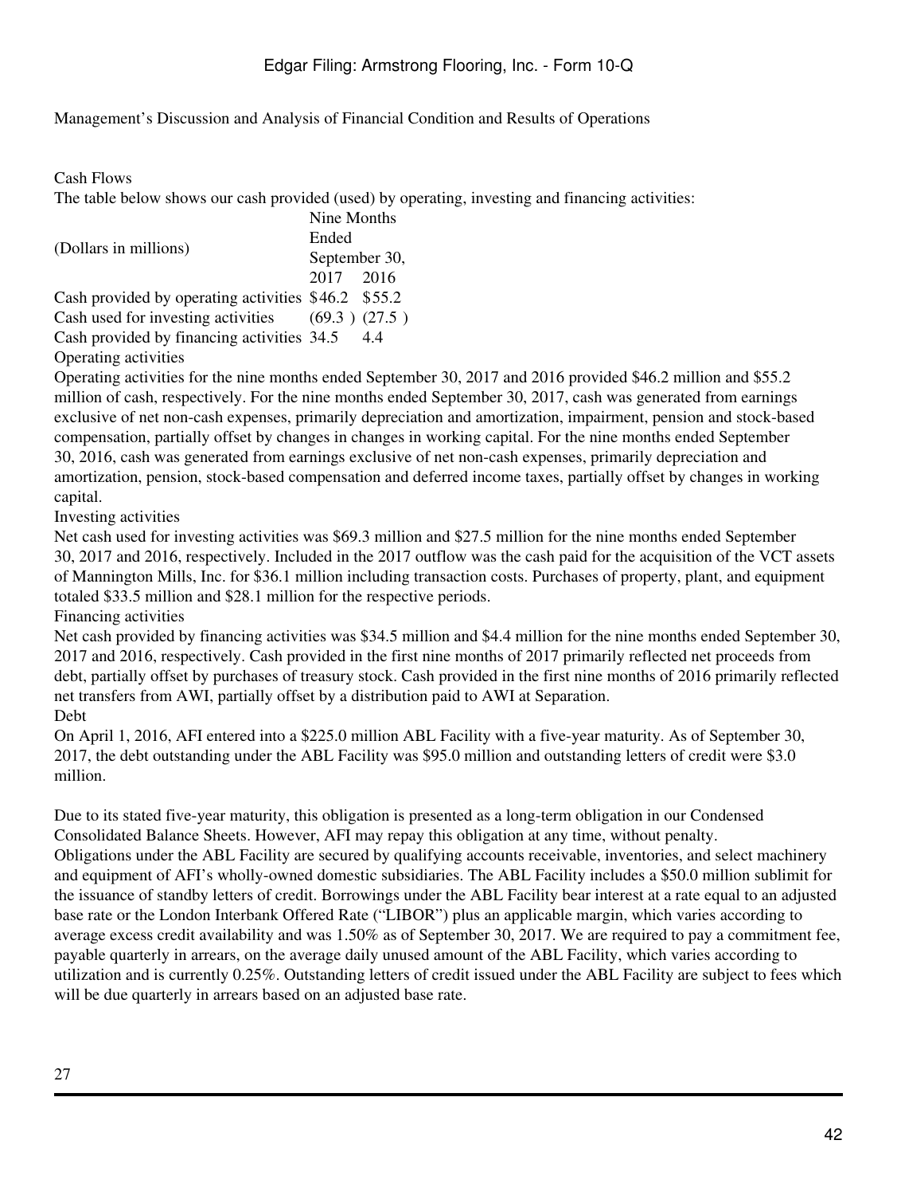Management's Discussion and Analysis of Financial Condition and Results of Operations

## Cash Flows

The table below shows our cash provided (used) by operating, investing and financing activities:

| (Dollars in millions) | Nine Months Ended September 30, | |
|---|---|---|
| | 2017 | 2016 |
| Cash provided by operating activities | $46.2 | $55.2 |
| Cash used for investing activities | (69.3 ) | (27.5 ) |
| Cash provided by financing activities | 34.5 | 4.4 |

### Operating activities

Operating activities for the nine months ended September 30, 2017 and 2016 provided $46.2 million and $55.2 million of cash, respectively. For the nine months ended September 30, 2017, cash was generated from earnings exclusive of net non-cash expenses, primarily depreciation and amortization, impairment, pension and stock-based compensation, partially offset by changes in changes in working capital. For the nine months ended September 30, 2016, cash was generated from earnings exclusive of net non-cash expenses, primarily depreciation and amortization, pension, stock-based compensation and deferred income taxes, partially offset by changes in working capital.

### Investing activities

Net cash used for investing activities was $69.3 million and $27.5 million for the nine months ended September 30, 2017 and 2016, respectively. Included in the 2017 outflow was the cash paid for the acquisition of the VCT assets of Mannington Mills, Inc. for $36.1 million including transaction costs. Purchases of property, plant, and equipment totaled $33.5 million and $28.1 million for the respective periods.

### Financing activities

Net cash provided by financing activities was $34.5 million and $4.4 million for the nine months ended September 30, 2017 and 2016, respectively. Cash provided in the first nine months of 2017 primarily reflected net proceeds from debt, partially offset by purchases of treasury stock. Cash provided in the first nine months of 2016 primarily reflected net transfers from AWI, partially offset by a distribution paid to AWI at Separation.

## Debt

On April 1, 2016, AFI entered into a $225.0 million ABL Facility with a five-year maturity. As of September 30, 2017, the debt outstanding under the ABL Facility was $95.0 million and outstanding letters of credit were $3.0 million.

Due to its stated five-year maturity, this obligation is presented as a long-term obligation in our Condensed Consolidated Balance Sheets. However, AFI may repay this obligation at any time, without penalty.

Obligations under the ABL Facility are secured by qualifying accounts receivable, inventories, and select machinery and equipment of AFI's wholly-owned domestic subsidiaries. The ABL Facility includes a $50.0 million sublimit for the issuance of standby letters of credit. Borrowings under the ABL Facility bear interest at a rate equal to an adjusted base rate or the London Interbank Offered Rate ("LIBOR") plus an applicable margin, which varies according to average excess credit availability and was 1.50% as of September 30, 2017. We are required to pay a commitment fee, payable quarterly in arrears, on the average daily unused amount of the ABL Facility, which varies according to utilization and is currently 0.25%. Outstanding letters of credit issued under the ABL Facility are subject to fees which will be due quarterly in arrears based on an adjusted base rate.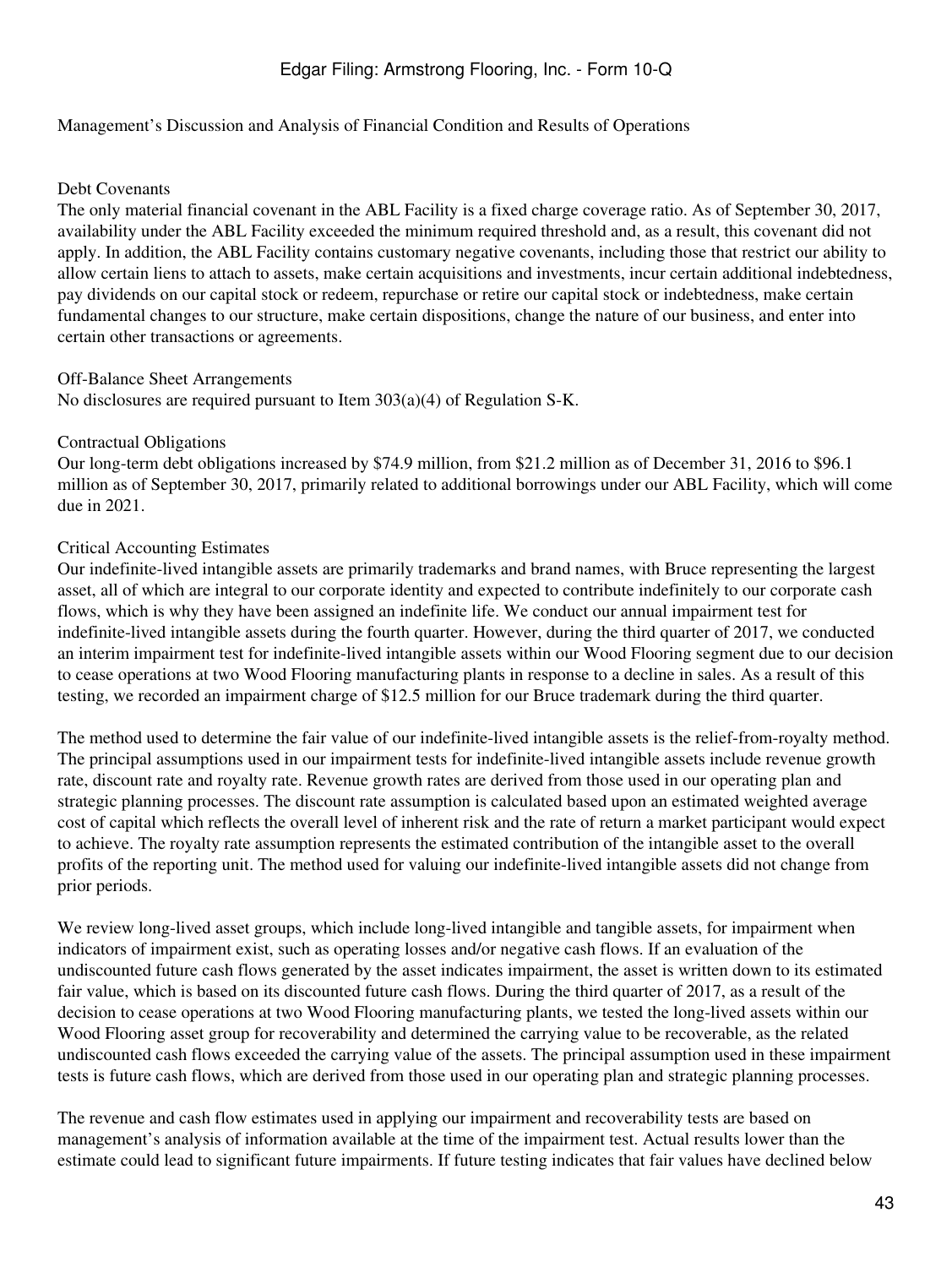Management’s Discussion and Analysis of Financial Condition and Results of Operations

### Debt Covenants

The only material financial covenant in the ABL Facility is a fixed charge coverage ratio. As of September 30, 2017, availability under the ABL Facility exceeded the minimum required threshold and, as a result, this covenant did not apply. In addition, the ABL Facility contains customary negative covenants, including those that restrict our ability to allow certain liens to attach to assets, make certain acquisitions and investments, incur certain additional indebtedness, pay dividends on our capital stock or redeem, repurchase or retire our capital stock or indebtedness, make certain fundamental changes to our structure, make certain dispositions, change the nature of our business, and enter into certain other transactions or agreements.

### Off-Balance Sheet Arrangements

No disclosures are required pursuant to Item 303(a)(4) of Regulation S-K.

### Contractual Obligations

Our long-term debt obligations increased by $74.9 million, from $21.2 million as of December 31, 2016 to $96.1 million as of September 30, 2017, primarily related to additional borrowings under our ABL Facility, which will come due in 2021.

### Critical Accounting Estimates

Our indefinite-lived intangible assets are primarily trademarks and brand names, with Bruce representing the largest asset, all of which are integral to our corporate identity and expected to contribute indefinitely to our corporate cash flows, which is why they have been assigned an indefinite life. We conduct our annual impairment test for indefinite-lived intangible assets during the fourth quarter. However, during the third quarter of 2017, we conducted an interim impairment test for indefinite-lived intangible assets within our Wood Flooring segment due to our decision to cease operations at two Wood Flooring manufacturing plants in response to a decline in sales. As a result of this testing, we recorded an impairment charge of $12.5 million for our Bruce trademark during the third quarter.

The method used to determine the fair value of our indefinite-lived intangible assets is the relief-from-royalty method. The principal assumptions used in our impairment tests for indefinite-lived intangible assets include revenue growth rate, discount rate and royalty rate. Revenue growth rates are derived from those used in our operating plan and strategic planning processes. The discount rate assumption is calculated based upon an estimated weighted average cost of capital which reflects the overall level of inherent risk and the rate of return a market participant would expect to achieve. The royalty rate assumption represents the estimated contribution of the intangible asset to the overall profits of the reporting unit. The method used for valuing our indefinite-lived intangible assets did not change from prior periods.

We review long-lived asset groups, which include long-lived intangible and tangible assets, for impairment when indicators of impairment exist, such as operating losses and/or negative cash flows. If an evaluation of the undiscounted future cash flows generated by the asset indicates impairment, the asset is written down to its estimated fair value, which is based on its discounted future cash flows. During the third quarter of 2017, as a result of the decision to cease operations at two Wood Flooring manufacturing plants, we tested the long-lived assets within our Wood Flooring asset group for recoverability and determined the carrying value to be recoverable, as the related undiscounted cash flows exceeded the carrying value of the assets. The principal assumption used in these impairment tests is future cash flows, which are derived from those used in our operating plan and strategic planning processes.

The revenue and cash flow estimates used in applying our impairment and recoverability tests are based on management’s analysis of information available at the time of the impairment test. Actual results lower than the estimate could lead to significant future impairments. If future testing indicates that fair values have declined below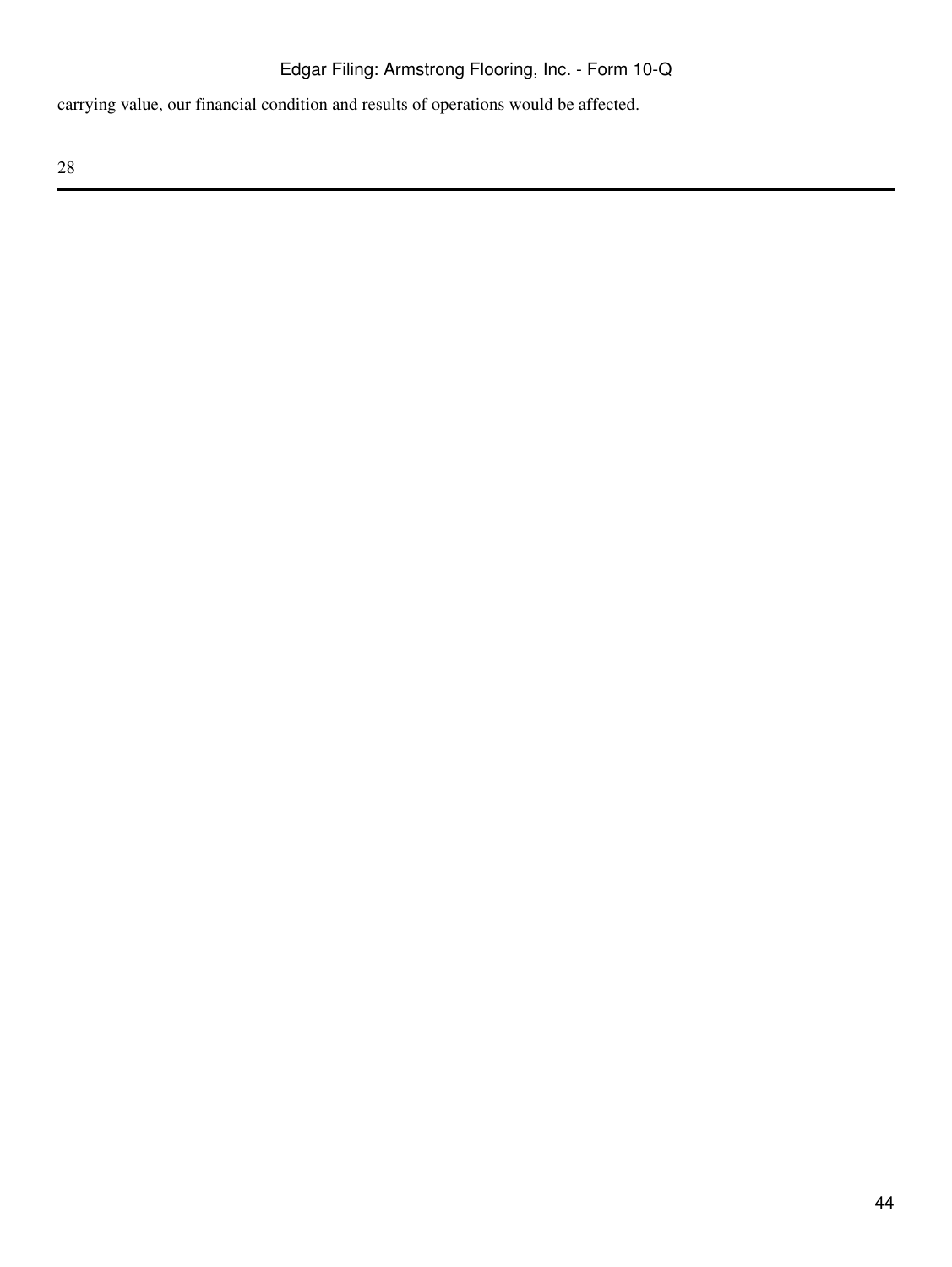carrying value, our financial condition and results of operations would be affected.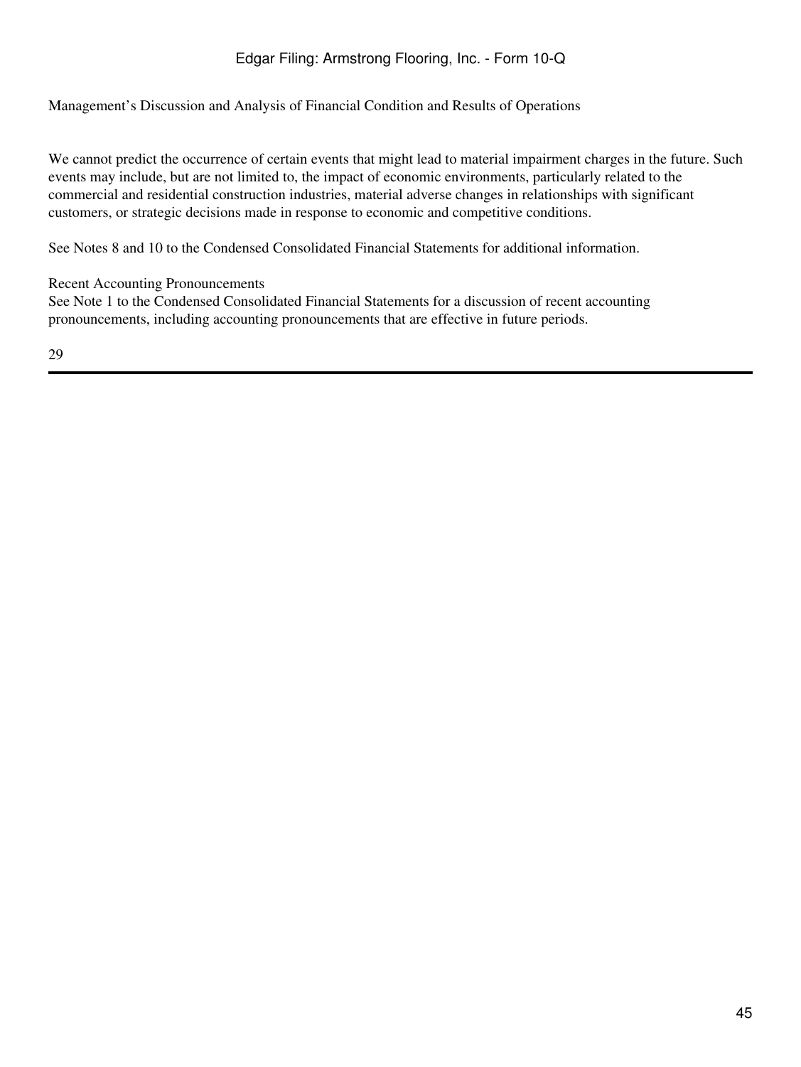We cannot predict the occurrence of certain events that might lead to material impairment charges in the future. Such events may include, but are not limited to, the impact of economic environments, particularly related to the commercial and residential construction industries, material adverse changes in relationships with significant customers, or strategic decisions made in response to economic and competitive conditions.

See Notes 8 and 10 to the Condensed Consolidated Financial Statements for additional information.

## Recent Accounting Pronouncements

See Note 1 to the Condensed Consolidated Financial Statements for a discussion of recent accounting pronouncements, including accounting pronouncements that are effective in future periods.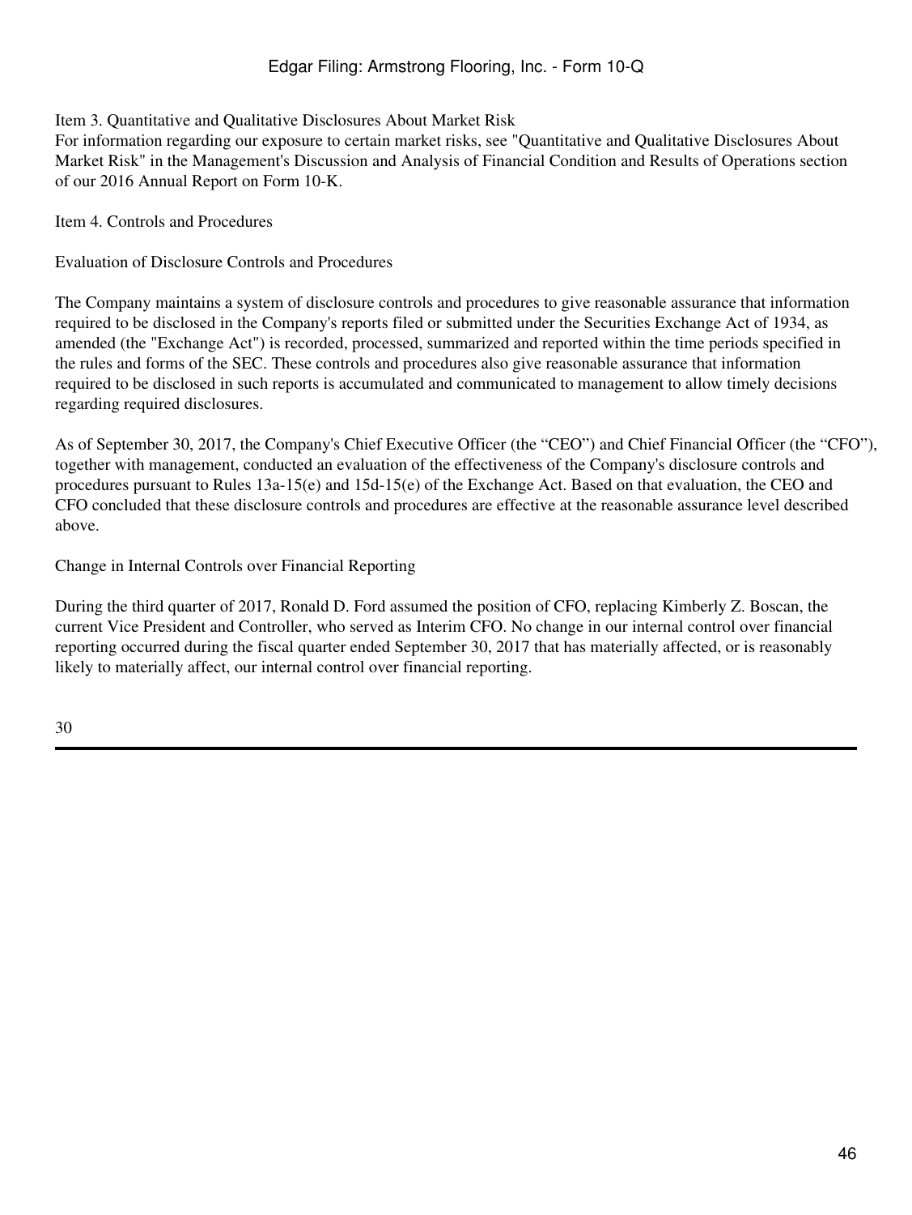## Item 3. Quantitative and Qualitative Disclosures About Market Risk

For information regarding our exposure to certain market risks, see "Quantitative and Qualitative Disclosures About Market Risk" in the Management's Discussion and Analysis of Financial Condition and Results of Operations section of our 2016 Annual Report on Form 10-K.

## Item 4. Controls and Procedures

### Evaluation of Disclosure Controls and Procedures

The Company maintains a system of disclosure controls and procedures to give reasonable assurance that information required to be disclosed in the Company's reports filed or submitted under the Securities Exchange Act of 1934, as amended (the "Exchange Act") is recorded, processed, summarized and reported within the time periods specified in the rules and forms of the SEC. These controls and procedures also give reasonable assurance that information required to be disclosed in such reports is accumulated and communicated to management to allow timely decisions regarding required disclosures.

As of September 30, 2017, the Company's Chief Executive Officer (the "CEO") and Chief Financial Officer (the "CFO"), together with management, conducted an evaluation of the effectiveness of the Company's disclosure controls and procedures pursuant to Rules 13a-15(e) and 15d-15(e) of the Exchange Act. Based on that evaluation, the CEO and CFO concluded that these disclosure controls and procedures are effective at the reasonable assurance level described above.

### Change in Internal Controls over Financial Reporting

During the third quarter of 2017, Ronald D. Ford assumed the position of CFO, replacing Kimberly Z. Boscan, the current Vice President and Controller, who served as Interim CFO. No change in our internal control over financial reporting occurred during the fiscal quarter ended September 30, 2017 that has materially affected, or is reasonably likely to materially affect, our internal control over financial reporting.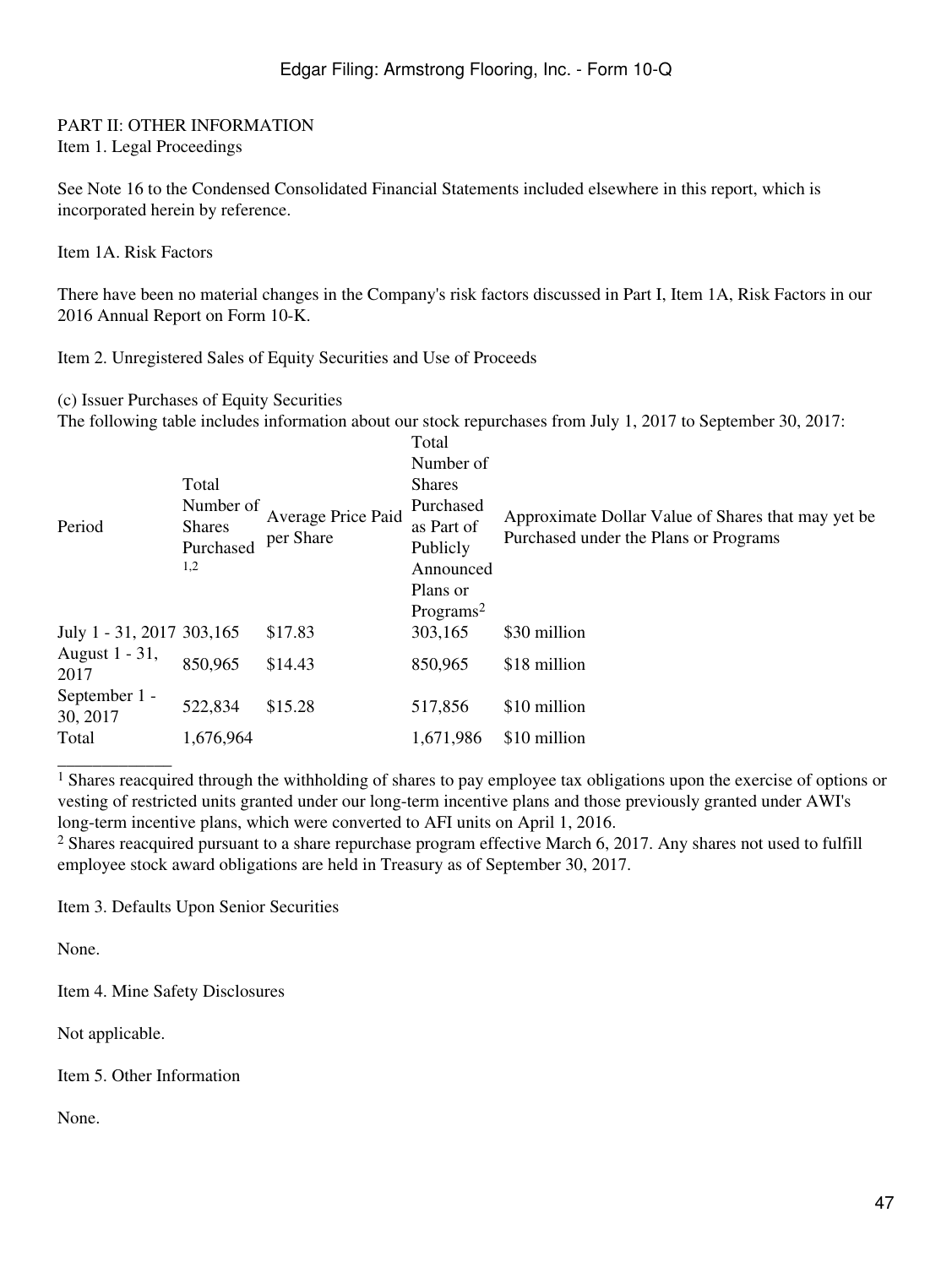PART II: OTHER INFORMATION

Item 1. Legal Proceedings

See Note 16 to the Condensed Consolidated Financial Statements included elsewhere in this report, which is incorporated herein by reference.

Item 1A. Risk Factors

There have been no material changes in the Company's risk factors discussed in Part I, Item 1A, Risk Factors in our 2016 Annual Report on Form 10-K.

Item 2. Unregistered Sales of Equity Securities and Use of Proceeds

(c) Issuer Purchases of Equity Securities

The following table includes information about our stock repurchases from July 1, 2017 to September 30, 2017:

| Period | Total Number of Shares Purchased [1,2] | Average Price Paid per Share | Total Number of Shares Purchased as Part of Publicly Announced Plans or Programs[2] | Approximate Dollar Value of Shares that may yet be Purchased under the Plans or Programs |
|---|---|---|---|---|
| July 1 - 31, 2017 | 303,165 | $17.83 | 303,165 | $30 million |
| August 1 - 31, 2017 | 850,965 | $14.43 | 850,965 | $18 million |
| September 1 - 30, 2017 | 522,834 | $15.28 | 517,856 | $10 million |
| Total | 1,676,964 | | 1,671,986 | $10 million |

[1] Shares reacquired through the withholding of shares to pay employee tax obligations upon the exercise of options or vesting of restricted units granted under our long-term incentive plans and those previously granted under AWI's long-term incentive plans, which were converted to AFI units on April 1, 2016.

[2] Shares reacquired pursuant to a share repurchase program effective March 6, 2017. Any shares not used to fulfill employee stock award obligations are held in Treasury as of September 30, 2017.

Item 3. Defaults Upon Senior Securities

None.

Item 4. Mine Safety Disclosures

Not applicable.

Item 5. Other Information

None.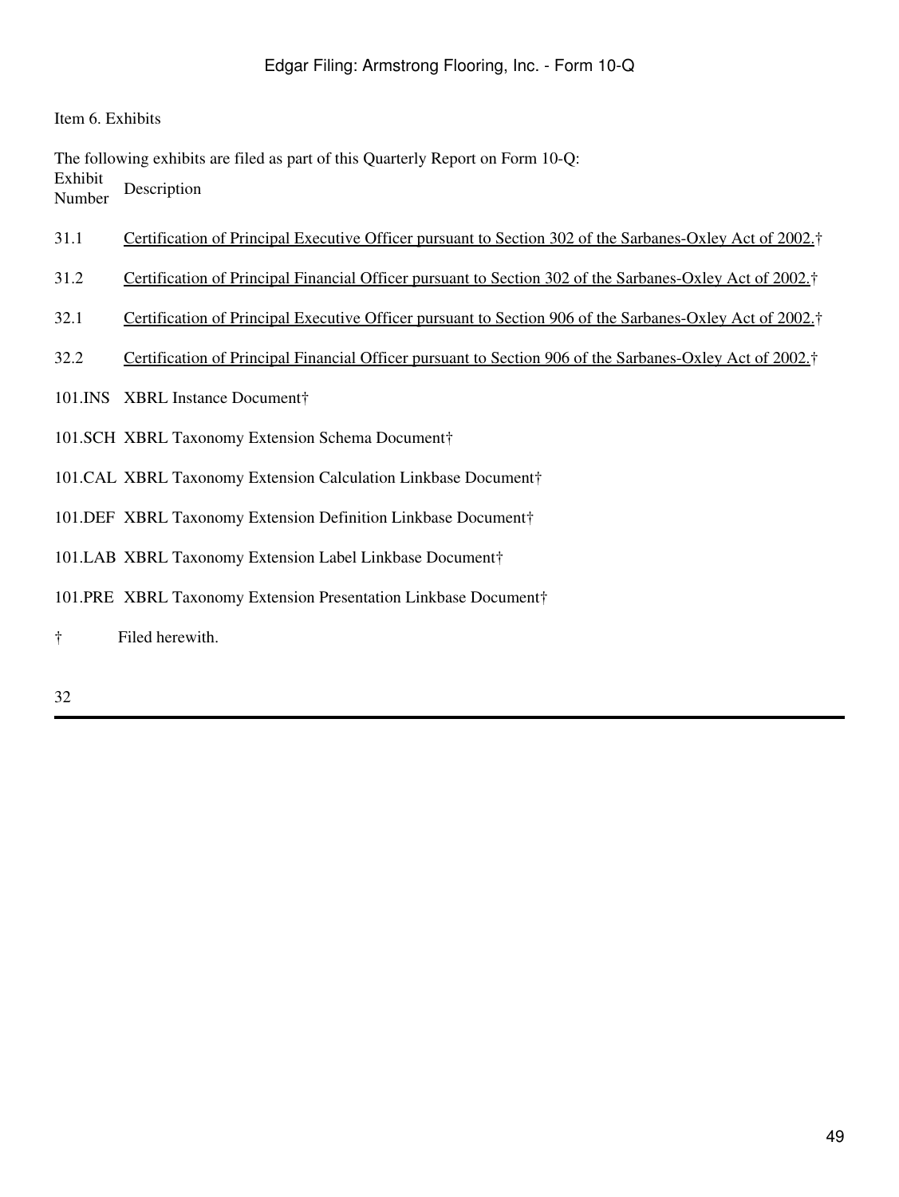Item 6. Exhibits

The following exhibits are filed as part of this Quarterly Report on Form 10-Q:

| Exhibit Number | Description |
| --- | --- |
| 31.1 | Certification of Principal Executive Officer pursuant to Section 302 of the Sarbanes-Oxley Act of 2002.† |
| 31.2 | Certification of Principal Financial Officer pursuant to Section 302 of the Sarbanes-Oxley Act of 2002.† |
| 32.1 | Certification of Principal Executive Officer pursuant to Section 906 of the Sarbanes-Oxley Act of 2002.† |
| 32.2 | Certification of Principal Financial Officer pursuant to Section 906 of the Sarbanes-Oxley Act of 2002.† |
| 101.INS | XBRL Instance Document† |
| 101.SCH | XBRL Taxonomy Extension Schema Document† |
| 101.CAL | XBRL Taxonomy Extension Calculation Linkbase Document† |
| 101.DEF | XBRL Taxonomy Extension Definition Linkbase Document† |
| 101.LAB | XBRL Taxonomy Extension Label Linkbase Document† |
| 101.PRE | XBRL Taxonomy Extension Presentation Linkbase Document† |

† Filed herewith.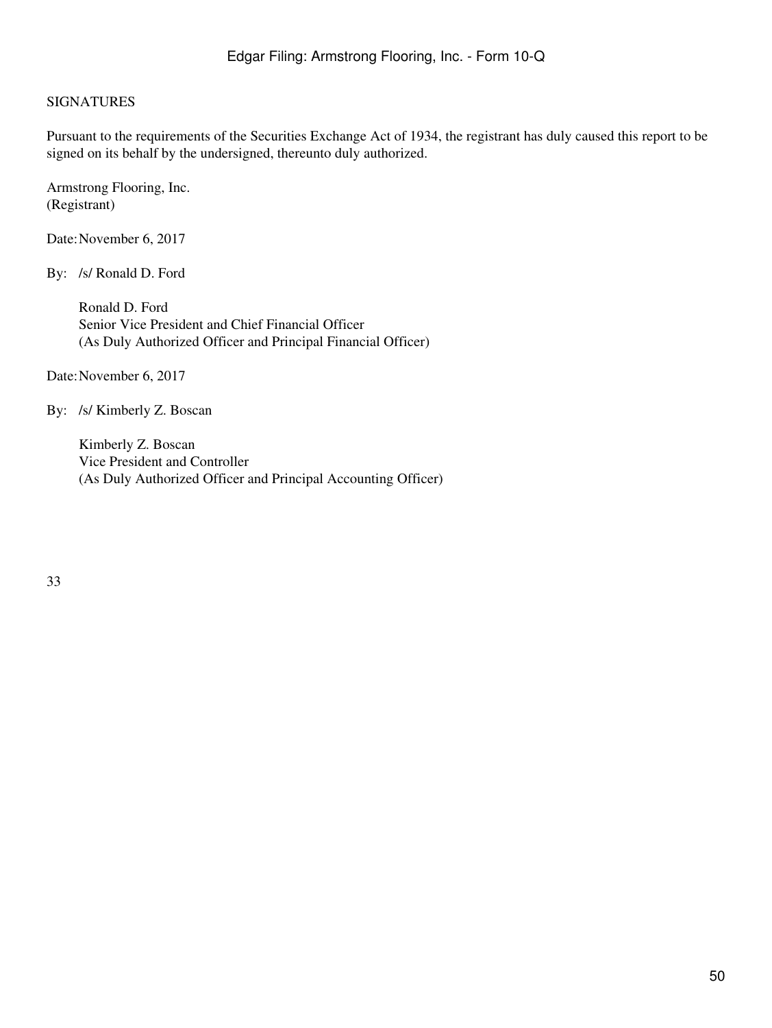SIGNATURES

Pursuant to the requirements of the Securities Exchange Act of 1934, the registrant has duly caused this report to be signed on its behalf by the undersigned, thereunto duly authorized.

Armstrong Flooring, Inc.
(Registrant)

Date: November 6, 2017

By: /s/ Ronald D. Ford

Ronald D. Ford
Senior Vice President and Chief Financial Officer
(As Duly Authorized Officer and Principal Financial Officer)

Date: November 6, 2017

By: /s/ Kimberly Z. Boscan

Kimberly Z. Boscan
Vice President and Controller
(As Duly Authorized Officer and Principal Accounting Officer)